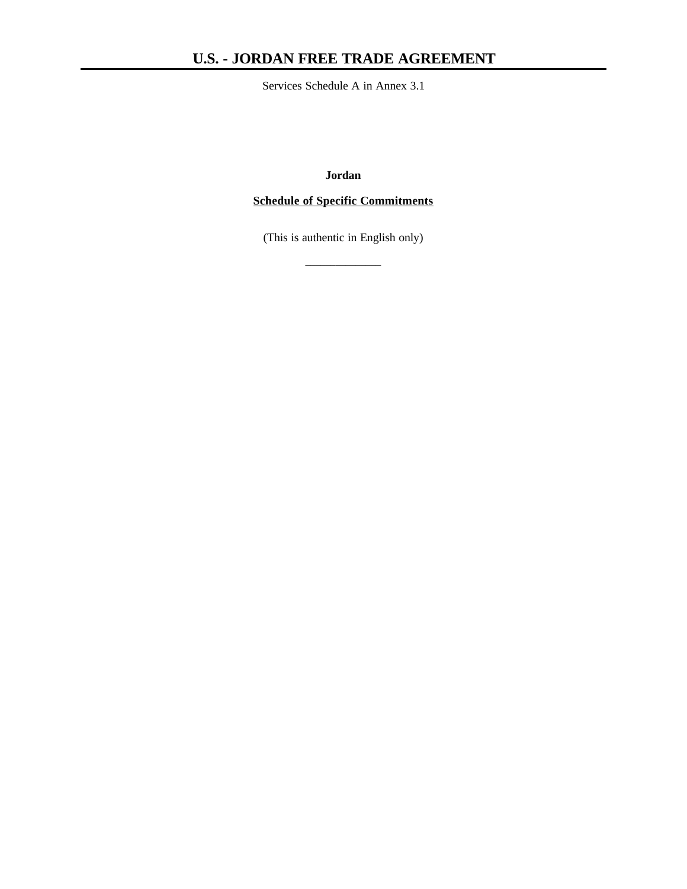# U.S. - JORDAN FREE TRADE AGREEMENT

Services Schedule A in Annex 3.1

**Jordan**

**Schedule of Specific Commitments**

(This is authentic in English only)

\_\_\_\_\_\_\_\_\_\_\_\_\_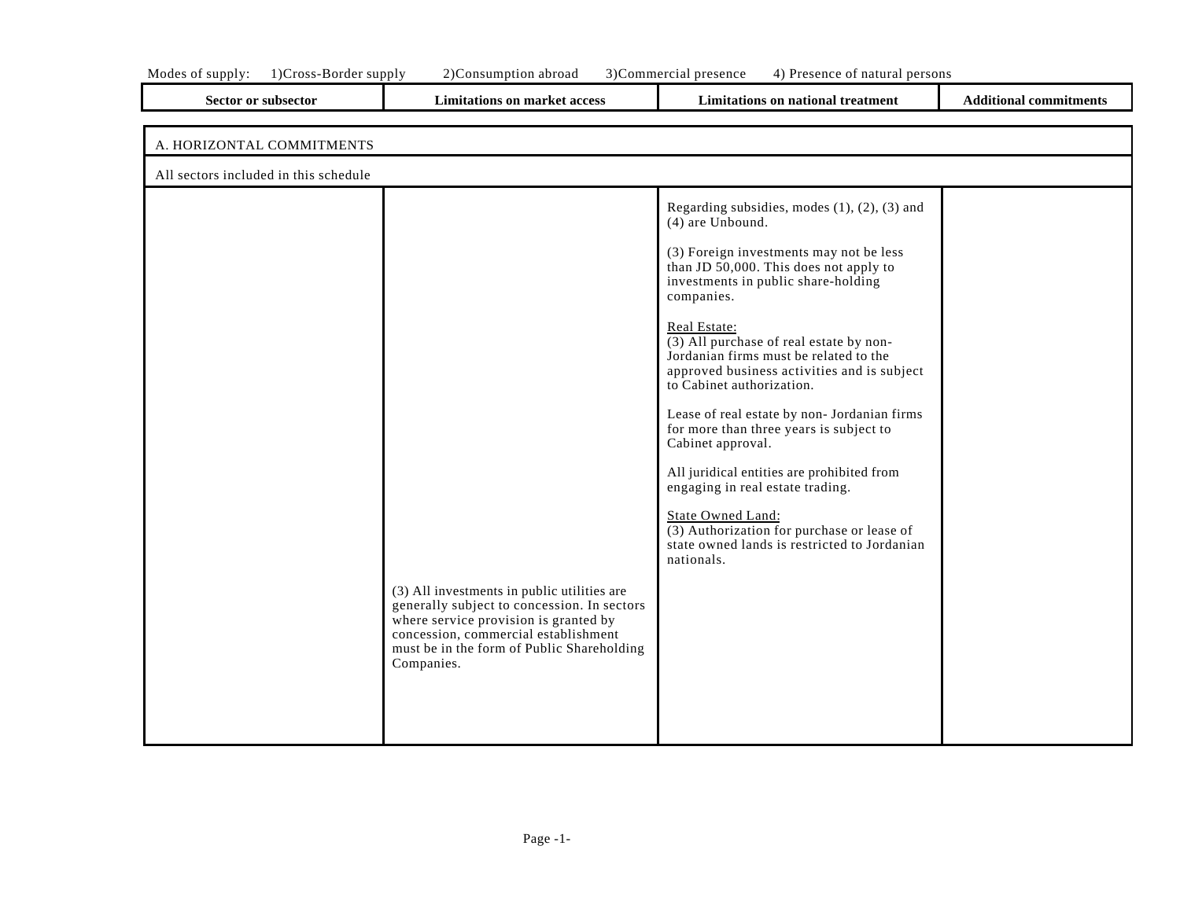Modes of supply: 1)Cross-Border supply 2)Consumption abroad 3)Commercial presence 4) Presence of natural persons

| Sector or subsector | Limitations on market access | Limitations on national treatment | Additional commitments |
|---|---|---|---|
| A. HORIZONTAL COMMITMENTS | | | |
| All sectors included in this schedule | | | |
| | (3) All investments in public utilities are generally subject to concession. In sectors where service provision is granted by concession, commercial establishment must be in the form of Public Shareholding Companies. | Regarding subsidies, modes (1), (2), (3) and (4) are Unbound.<br><br>(3) Foreign investments may not be less than JD 50,000. This does not apply to investments in public share-holding companies.<br><br><u>Real Estate:</u><br>(3) All purchase of real estate by non-Jordanian firms must be related to the approved business activities and is subject to Cabinet authorization.<br><br>Lease of real estate by non- Jordanian firms for more than three years is subject to Cabinet approval.<br><br>All juridical entities are prohibited from engaging in real estate trading.<br><br><u>State Owned Land:</u><br>(3) Authorization for purchase or lease of state owned lands is restricted to Jordanian nationals. | |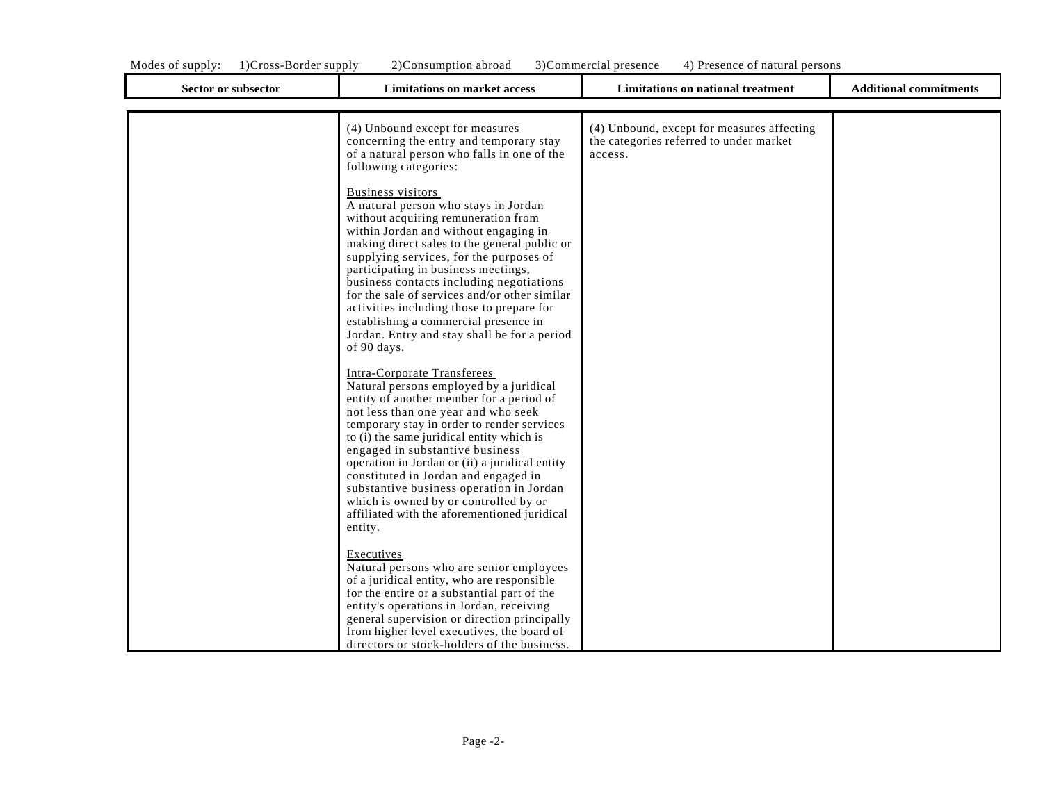Modes of supply: 1)Cross-Border supply 2)Consumption abroad 3)Commercial presence 4) Presence of natural persons

| Sector or subsector | Limitations on market access | Limitations on national treatment | Additional commitments |
|---|---|---|---|
| | (4) Unbound except for measures concerning the entry and temporary stay of a natural person who falls in one of the following categories:<br><br>Business visitors<br>A natural person who stays in Jordan without acquiring remuneration from within Jordan and without engaging in making direct sales to the general public or supplying services, for the purposes of participating in business meetings, business contacts including negotiations for the sale of services and/or other similar activities including those to prepare for establishing a commercial presence in Jordan. Entry and stay shall be for a period of 90 days.<br><br>Intra-Corporate Transferees<br>Natural persons employed by a juridical entity of another member for a period of not less than one year and who seek temporary stay in order to render services to (i) the same juridical entity which is engaged in substantive business operation in Jordan or (ii) a juridical entity constituted in Jordan and engaged in substantive business operation in Jordan which is owned by or controlled by or affiliated with the aforementioned juridical entity.<br><br>Executives<br>Natural persons who are senior employees of a juridical entity, who are responsible for the entire or a substantial part of the entity's operations in Jordan, receiving general supervision or direction principally from higher level executives, the board of directors or stock-holders of the business. | (4) Unbound, except for measures affecting the categories referred to under market access. | |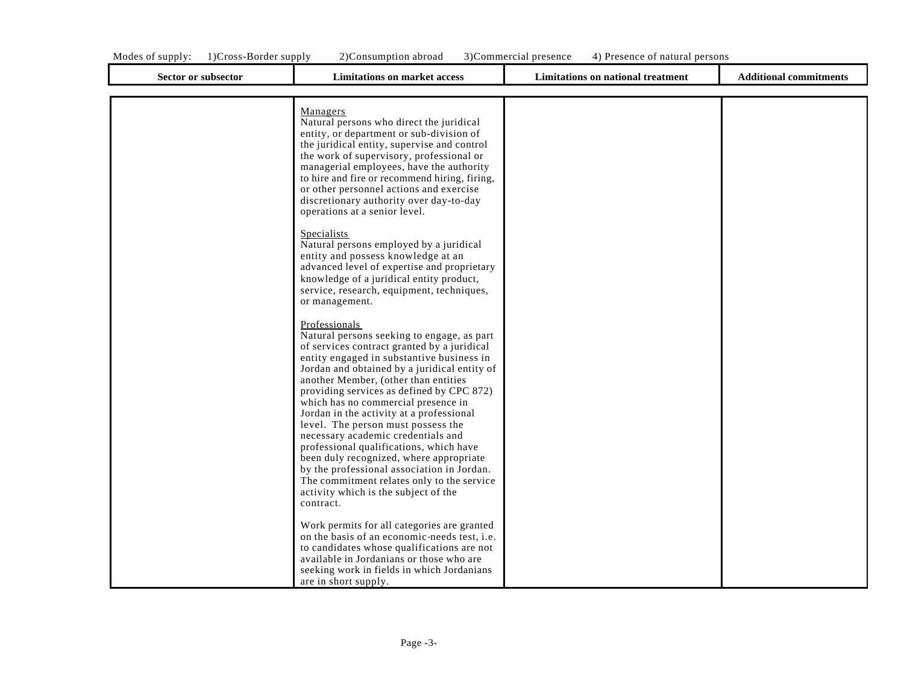Modes of supply: 1)Cross-Border supply 2)Consumption abroad 3)Commercial presence 4) Presence of natural persons

| Sector or subsector | Limitations on market access | Limitations on national treatment | Additional commitments |
|---|---|---|---|
| | Managers<br>Natural persons who direct the juridical entity, or department or sub-division of the juridical entity, supervise and control the work of supervisory, professional or managerial employees, have the authority to hire and fire or recommend hiring, firing, or other personnel actions and exercise discretionary authority over day-to-day operations at a senior level.<br><br>Specialists<br>Natural persons employed by a juridical entity and possess knowledge at an advanced level of expertise and proprietary knowledge of a juridical entity product, service, research, equipment, techniques, or management.<br><br>Professionals<br>Natural persons seeking to engage, as part of services contract granted by a juridical entity engaged in substantive business in Jordan and obtained by a juridical entity of another Member, (other than entities providing services as defined by CPC 872) which has no commercial presence in Jordan in the activity at a professional level. The person must possess the necessary academic credentials and professional qualifications, which have been duly recognized, where appropriate by the professional association in Jordan. The commitment relates only to the service activity which is the subject of the contract.<br><br>Work permits for all categories are granted on the basis of an economic-needs test, i.e. to candidates whose qualifications are not available in Jordanians or those who are seeking work in fields in which Jordanians are in short supply. | | |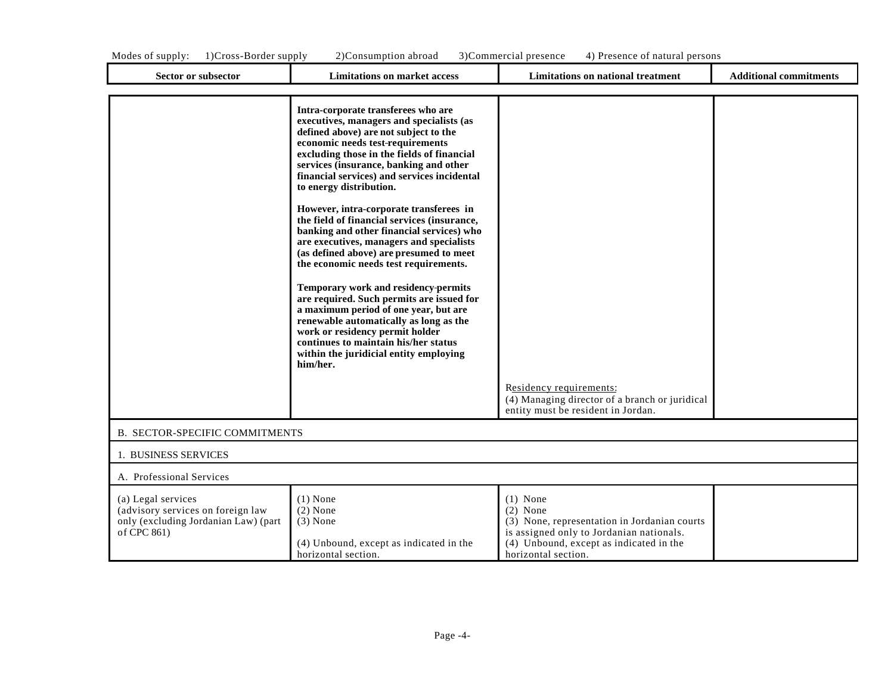Modes of supply: 1)Cross-Border supply 2)Consumption abroad 3)Commercial presence 4) Presence of natural persons

| Sector or subsector | Limitations on market access | Limitations on national treatment | Additional commitments |
|---|---|---|---|
| | **Intra-corporate transferees who are executives, managers and specialists (as defined above) are not subject to the economic needs test requirements excluding those in the fields of financial services (insurance, banking and other financial services) and services incidental to energy distribution.**<br><br>**However, intra-corporate transferees in the field of financial services (insurance, banking and other financial services) who are executives, managers and specialists (as defined above) are presumed to meet the economic needs test requirements.**<br><br>**Temporary work and residency permits are required. Such permits are issued for a maximum period of one year, but are renewable automatically as long as the work or residency permit holder continues to maintain his/her status within the juridicial entity employing him/her.** | Residency requirements:<br>(4) Managing director of a branch or juridical entity must be resident in Jordan. | |
| B. SECTOR-SPECIFIC COMMITMENTS | | | |
| 1. BUSINESS SERVICES | | | |
| A. Professional Services | | | |
| (a) Legal services (advisory services on foreign law only (excluding Jordanian Law) (part of CPC 861) | (1) None<br>(2) None<br>(3) None<br><br>(4) Unbound, except as indicated in the horizontal section. | (1) None<br>(2) None<br>(3) None, representation in Jordanian courts is assigned only to Jordanian nationals.<br>(4) Unbound, except as indicated in the horizontal section. | |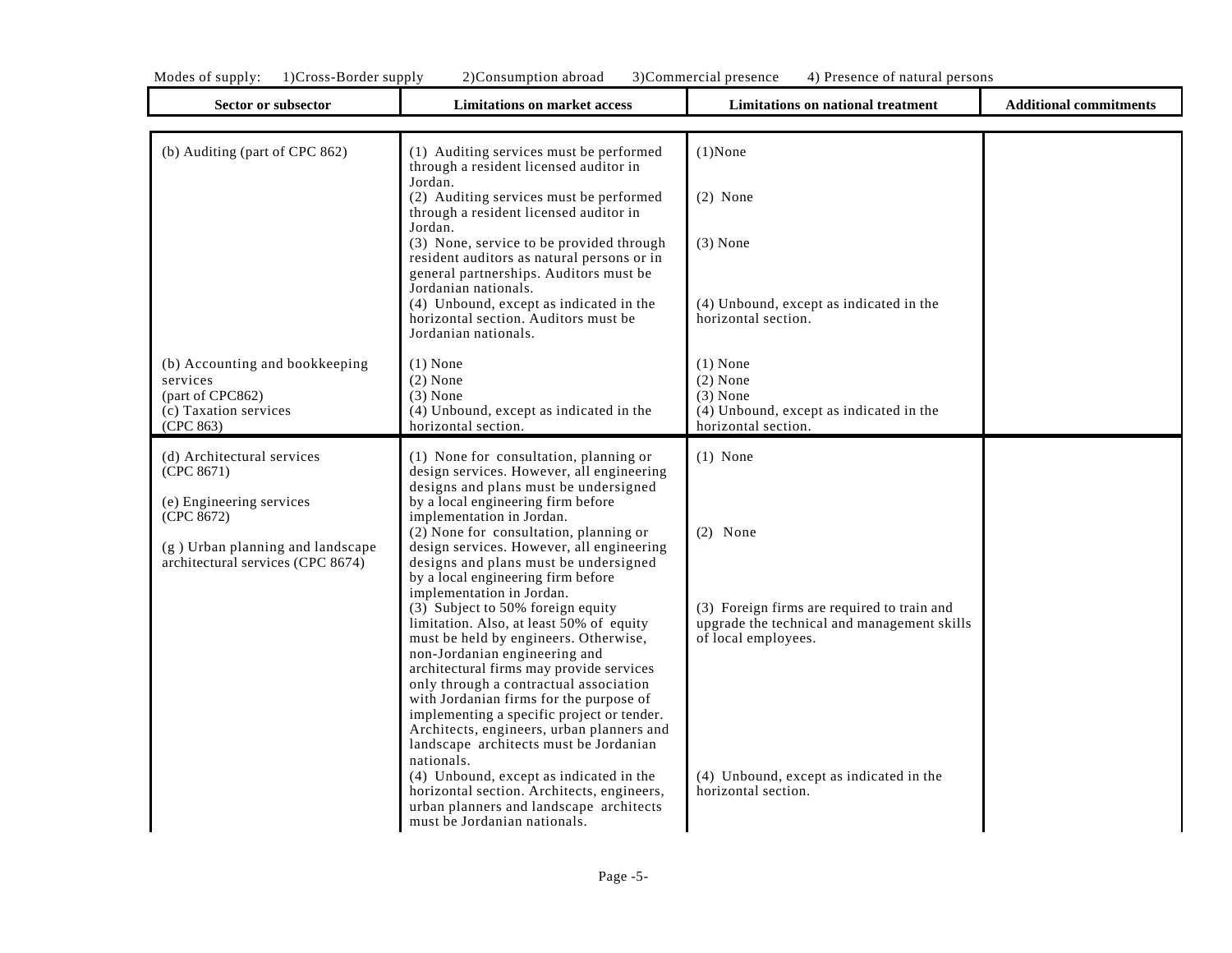Modes of supply: 1)Cross-Border supply 2)Consumption abroad 3)Commercial presence 4) Presence of natural persons

| Sector or subsector | Limitations on market access | Limitations on national treatment | Additional commitments |
|---|---|---|---|
| (b) Auditing (part of CPC 862) | (1) Auditing services must be performed through a resident licensed auditor in Jordan.<br>(2) Auditing services must be performed through a resident licensed auditor in Jordan.<br>(3) None, service to be provided through resident auditors as natural persons or in general partnerships. Auditors must be Jordanian nationals.<br>(4) Unbound, except as indicated in the horizontal section. Auditors must be Jordanian nationals. | (1)None<br>(2) None<br>(3) None<br>(4) Unbound, except as indicated in the horizontal section. | |
| (b) Accounting and bookkeeping services (part of CPC862)<br>(c) Taxation services (CPC 863) | (1) None<br>(2) None<br>(3) None<br>(4) Unbound, except as indicated in the horizontal section. | (1) None<br>(2) None<br>(3) None<br>(4) Unbound, except as indicated in the horizontal section. | |
| (d) Architectural services (CPC 8671)<br>(e) Engineering services (CPC 8672)<br>(g ) Urban planning and landscape architectural services (CPC 8674) | (1) None for consultation, planning or design services. However, all engineering designs and plans must be undersigned by a local engineering firm before implementation in Jordan.<br>(2) None for consultation, planning or design services. However, all engineering designs and plans must be undersigned by a local engineering firm before implementation in Jordan.<br>(3) Subject to 50% foreign equity limitation. Also, at least 50% of equity must be held by engineers. Otherwise, non-Jordanian engineering and architectural firms may provide services only through a contractual association with Jordanian firms for the purpose of implementing a specific project or tender. Architects, engineers, urban planners and landscape architects must be Jordanian nationals.<br>(4) Unbound, except as indicated in the horizontal section. Architects, engineers, urban planners and landscape architects must be Jordanian nationals. | (1) None<br>(2) None<br>(3) Foreign firms are required to train and upgrade the technical and management skills of local employees.<br>(4) Unbound, except as indicated in the horizontal section. | |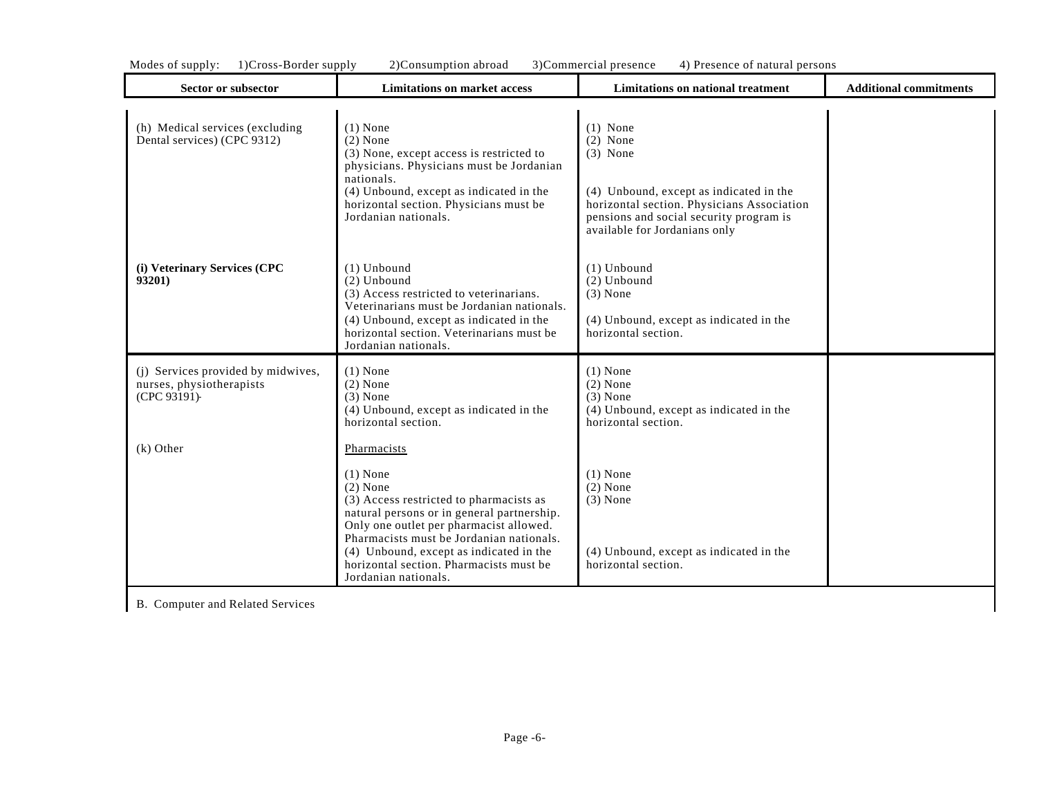Modes of supply: 1)Cross-Border supply 2)Consumption abroad 3)Commercial presence 4) Presence of natural persons

| Sector or subsector | Limitations on market access | Limitations on national treatment | Additional commitments |
|---|---|---|---|
| (h) Medical services (excluding Dental services) (CPC 9312) | (1) None<br>(2) None<br>(3) None, except access is restricted to physicians. Physicians must be Jordanian nationals.<br>(4) Unbound, except as indicated in the horizontal section. Physicians must be Jordanian nationals. | (1) None<br>(2) None<br>(3) None<br><br>(4) Unbound, except as indicated in the horizontal section. Physicians Association pensions and social security program is available for Jordanians only | |
| **(i) Veterinary Services (CPC 93201)** | (1) Unbound<br>(2) Unbound<br>(3) Access restricted to veterinarians. Veterinarians must be Jordanian nationals.<br>(4) Unbound, except as indicated in the horizontal section. Veterinarians must be Jordanian nationals. | (1) Unbound<br>(2) Unbound<br>(3) None<br><br>(4) Unbound, except as indicated in the horizontal section. | |
| (j) Services provided by midwives, nurses, physiotherapists (CPC 93191) | (1) None<br>(2) None<br>(3) None<br>(4) Unbound, except as indicated in the horizontal section. | (1) None<br>(2) None<br>(3) None<br>(4) Unbound, except as indicated in the horizontal section. | |
| (k) Other | Pharmacists<br><br>(1) None<br>(2) None<br>(3) Access restricted to pharmacists as natural persons or in general partnership. Only one outlet per pharmacist allowed. Pharmacists must be Jordanian nationals.<br>(4) Unbound, except as indicated in the horizontal section. Pharmacists must be Jordanian nationals. | <br><br>(1) None<br>(2) None<br>(3) None<br><br>(4) Unbound, except as indicated in the horizontal section. | |
| B. Computer and Related Services | | | |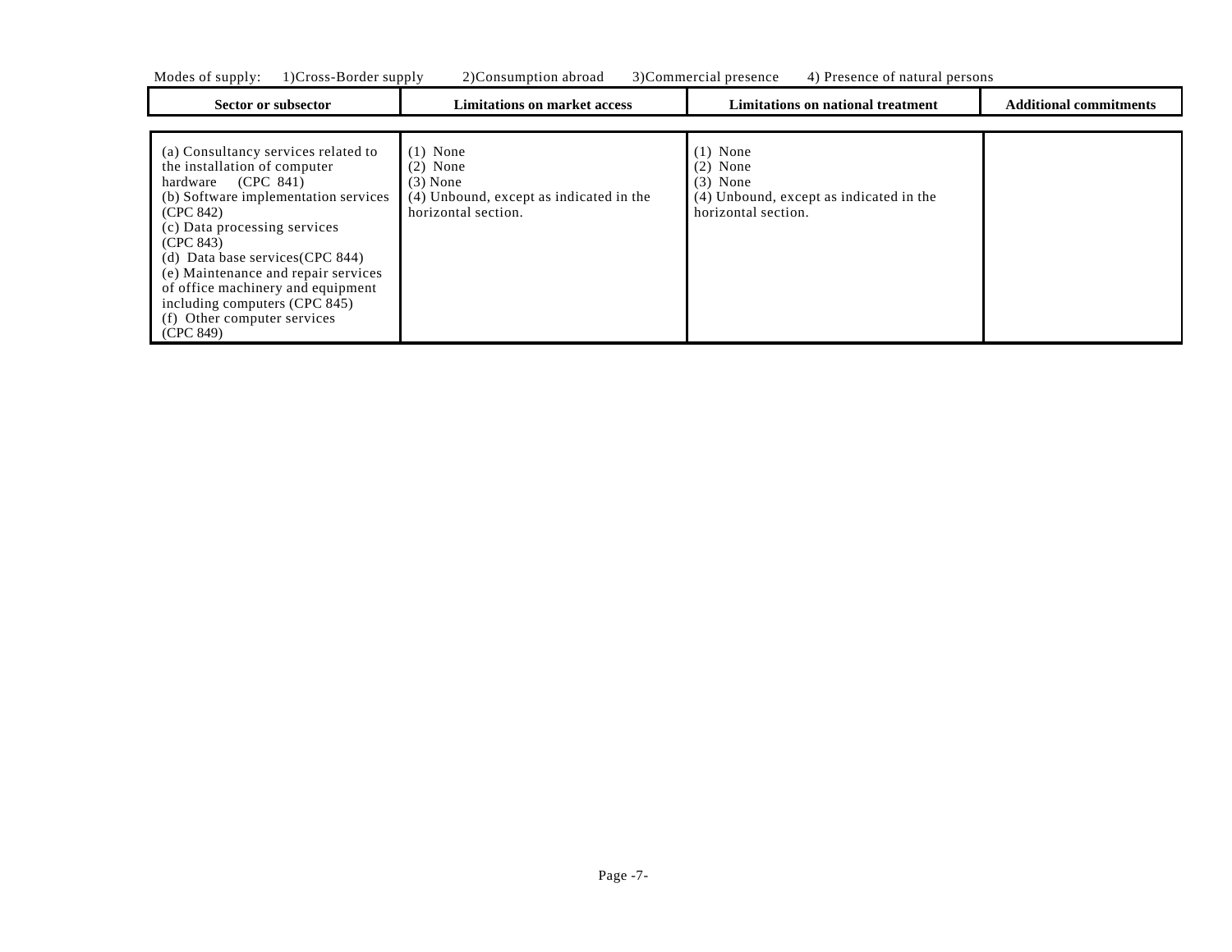Modes of supply: 1)Cross-Border supply 2)Consumption abroad 3)Commercial presence 4) Presence of natural persons

| Sector or subsector | Limitations on market access | Limitations on national treatment | Additional commitments |
|---|---|---|---|
| (a) Consultancy services related to the installation of computer hardware (CPC 841)<br>(b) Software implementation services (CPC 842)<br>(c) Data processing services (CPC 843)<br>(d) Data base services(CPC 844)<br>(e) Maintenance and repair services of office machinery and equipment including computers (CPC 845)<br>(f) Other computer services (CPC 849) | (1) None<br>(2) None<br>(3) None<br>(4) Unbound, except as indicated in the horizontal section. | (1) None<br>(2) None<br>(3) None<br>(4) Unbound, except as indicated in the horizontal section. | |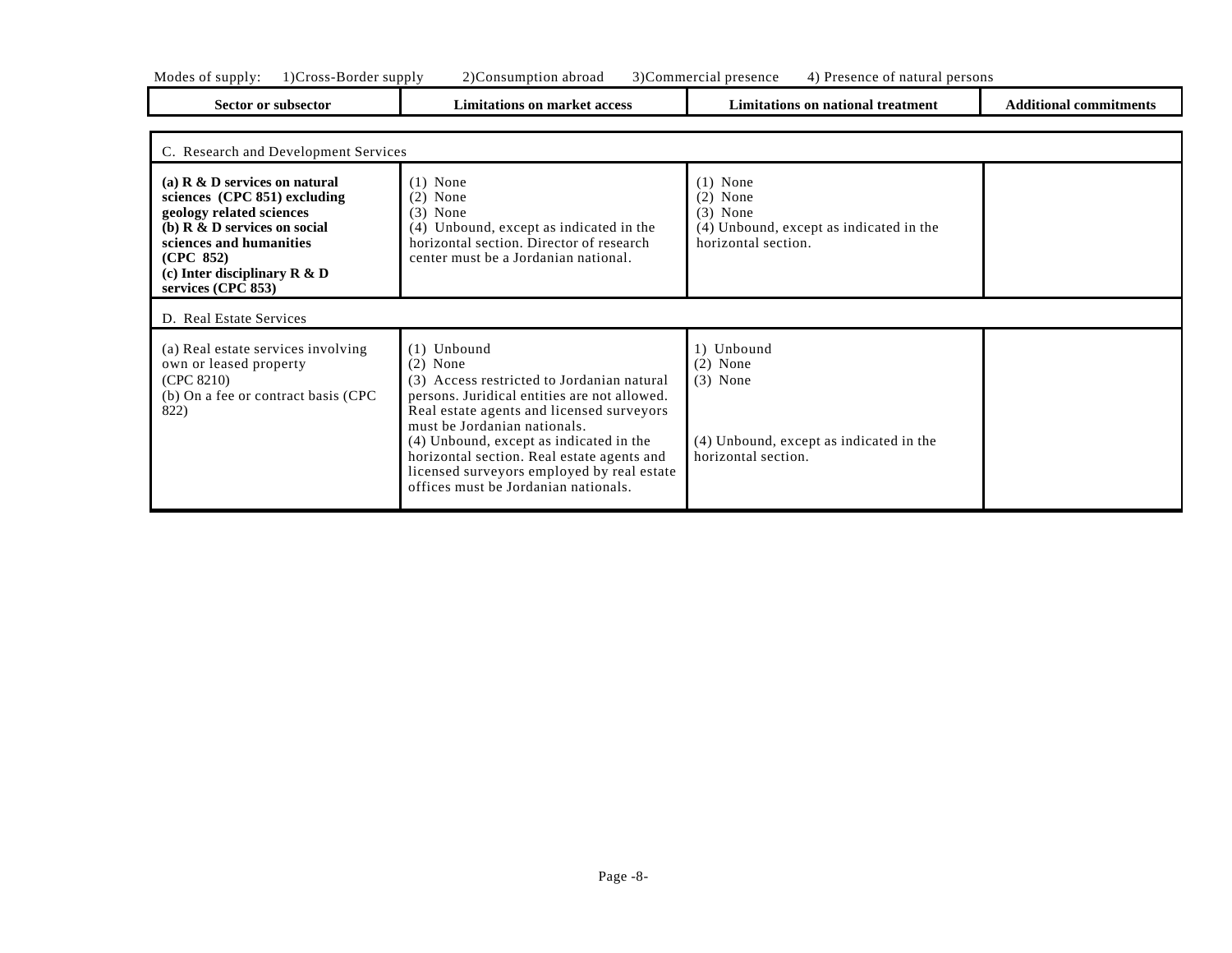Modes of supply: 1)Cross-Border supply 2)Consumption abroad 3)Commercial presence 4) Presence of natural persons

| Sector or subsector | Limitations on market access | Limitations on national treatment | Additional commitments |
|---|---|---|---|
| C. Research and Development Services | | | |
| **(a) R & D services on natural sciences (CPC 851) excluding geology related sciences**<br>**(b) R & D services on social sciences and humanities (CPC 852)**<br>**(c) Inter disciplinary R & D services (CPC 853)** | (1) None<br>(2) None<br>(3) None<br>(4) Unbound, except as indicated in the horizontal section. Director of research center must be a Jordanian national. | (1) None<br>(2) None<br>(3) None<br>(4) Unbound, except as indicated in the horizontal section. | |
| D. Real Estate Services | | | |
| (a) Real estate services involving own or leased property (CPC 8210)<br>(b) On a fee or contract basis (CPC 822) | (1) Unbound<br>(2) None<br>(3) Access restricted to Jordanian natural persons. Juridical entities are not allowed. Real estate agents and licensed surveyors must be Jordanian nationals.<br>(4) Unbound, except as indicated in the horizontal section. Real estate agents and licensed surveyors employed by real estate offices must be Jordanian nationals. | 1) Unbound<br>(2) None<br>(3) None<br>(4) Unbound, except as indicated in the horizontal section. | |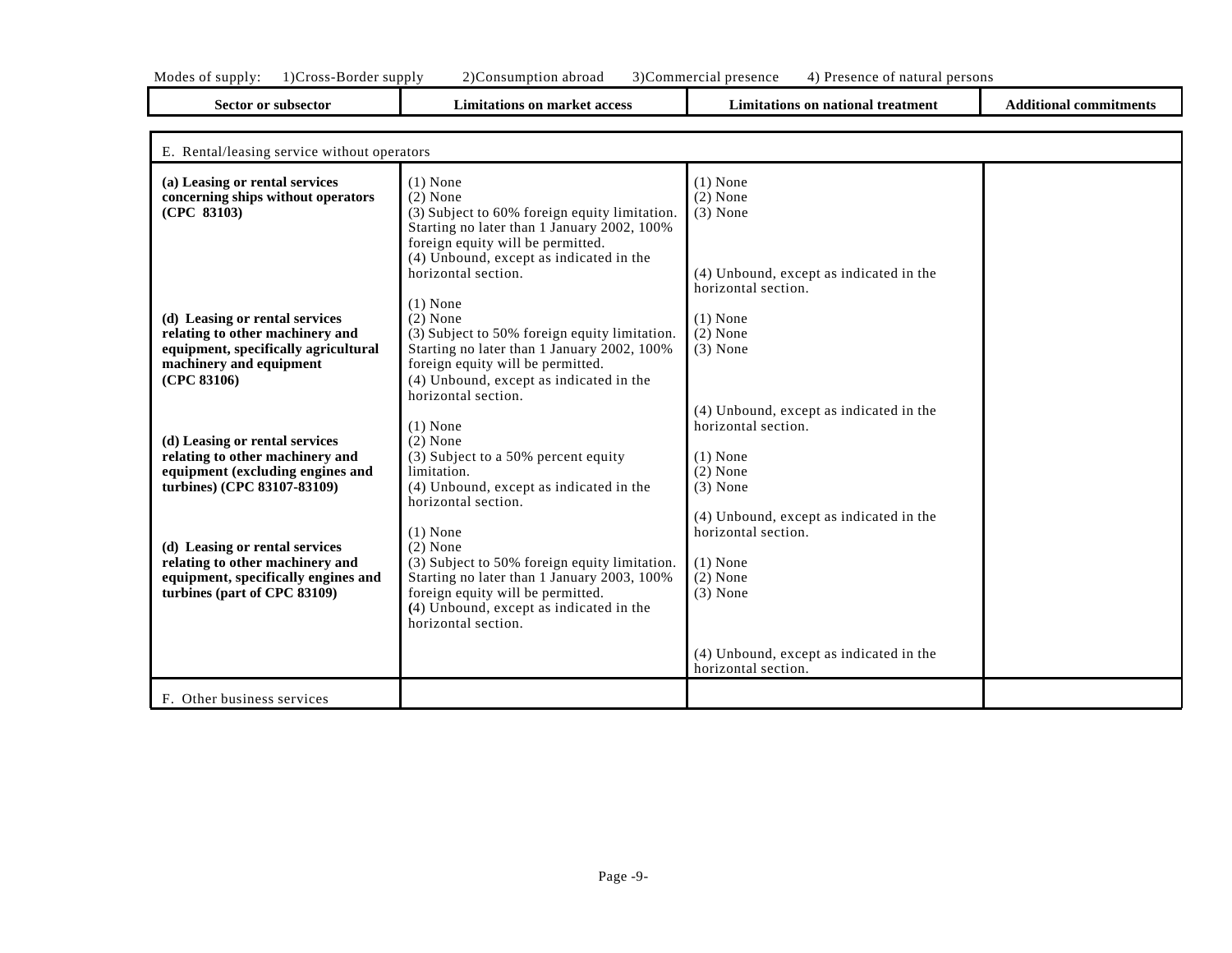Modes of supply: 1)Cross-Border supply 2)Consumption abroad 3)Commercial presence 4) Presence of natural persons

| Sector or subsector | Limitations on market access | Limitations on national treatment | Additional commitments |
|---|---|---|---|
| E. Rental/leasing service without operators | | | |
| **(a) Leasing or rental services concerning ships without operators (CPC 83103)** | (1) None<br>(2) None<br>(3) Subject to 60% foreign equity limitation. Starting no later than 1 January 2002, 100% foreign equity will be permitted.<br>(4) Unbound, except as indicated in the horizontal section. | (1) None<br>(2) None<br>(3) None<br>(4) Unbound, except as indicated in the horizontal section. | |
| **(d) Leasing or rental services relating to other machinery and equipment, specifically agricultural machinery and equipment (CPC 83106)** | (1) None<br>(2) None<br>(3) Subject to 50% foreign equity limitation. Starting no later than 1 January 2002, 100% foreign equity will be permitted.<br>(4) Unbound, except as indicated in the horizontal section. | (1) None<br>(2) None<br>(3) None<br>(4) Unbound, except as indicated in the horizontal section. | |
| **(d) Leasing or rental services relating to other machinery and equipment (excluding engines and turbines) (CPC 83107-83109)** | (1) None<br>(2) None<br>(3) Subject to a 50% percent equity limitation.<br>(4) Unbound, except as indicated in the horizontal section. | (1) None<br>(2) None<br>(3) None<br>(4) Unbound, except as indicated in the horizontal section. | |
| **(d) Leasing or rental services relating to other machinery and equipment, specifically engines and turbines (part of CPC 83109)** | (1) None<br>(2) None<br>(3) Subject to 50% foreign equity limitation. Starting no later than 1 January 2003, 100% foreign equity will be permitted.<br>(4) Unbound, except as indicated in the horizontal section. | (1) None<br>(2) None<br>(3) None<br>(4) Unbound, except as indicated in the horizontal section. | |
| F. Other business services | | | |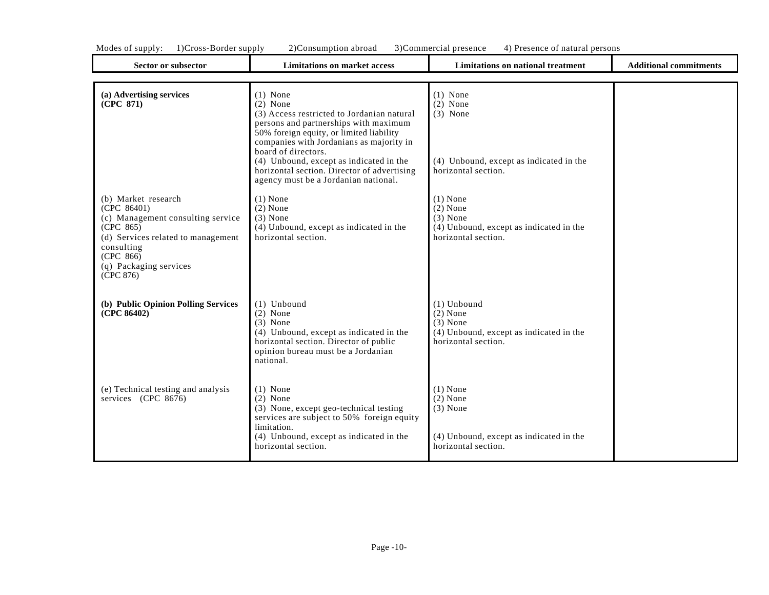Modes of supply: 1)Cross-Border supply 2)Consumption abroad 3)Commercial presence 4) Presence of natural persons

| Sector or subsector | Limitations on market access | Limitations on national treatment | Additional commitments |
|---|---|---|---|
| **(a) Advertising services (CPC 871)** | (1) None<br>(2) None<br>(3) Access restricted to Jordanian natural persons and partnerships with maximum 50% foreign equity, or limited liability companies with Jordanians as majority in board of directors.<br>(4) Unbound, except as indicated in the horizontal section. Director of advertising agency must be a Jordanian national. | (1) None<br>(2) None<br>(3) None<br>(4) Unbound, except as indicated in the horizontal section. | |
| (b) Market research (CPC 86401)<br>(c) Management consulting service (CPC 865)<br>(d) Services related to management consulting (CPC 866)<br>(q) Packaging services (CPC 876) | (1) None<br>(2) None<br>(3) None<br>(4) Unbound, except as indicated in the horizontal section. | (1) None<br>(2) None<br>(3) None<br>(4) Unbound, except as indicated in the horizontal section. | |
| **(b) Public Opinion Polling Services (CPC 86402)** | (1) Unbound<br>(2) None<br>(3) None<br>(4) Unbound, except as indicated in the horizontal section. Director of public opinion bureau must be a Jordanian national. | (1) Unbound<br>(2) None<br>(3) None<br>(4) Unbound, except as indicated in the horizontal section. | |
| (e) Technical testing and analysis services (CPC 8676) | (1) None<br>(2) None<br>(3) None, except geo-technical testing services are subject to 50% foreign equity limitation.<br>(4) Unbound, except as indicated in the horizontal section. | (1) None<br>(2) None<br>(3) None<br>(4) Unbound, except as indicated in the horizontal section. | |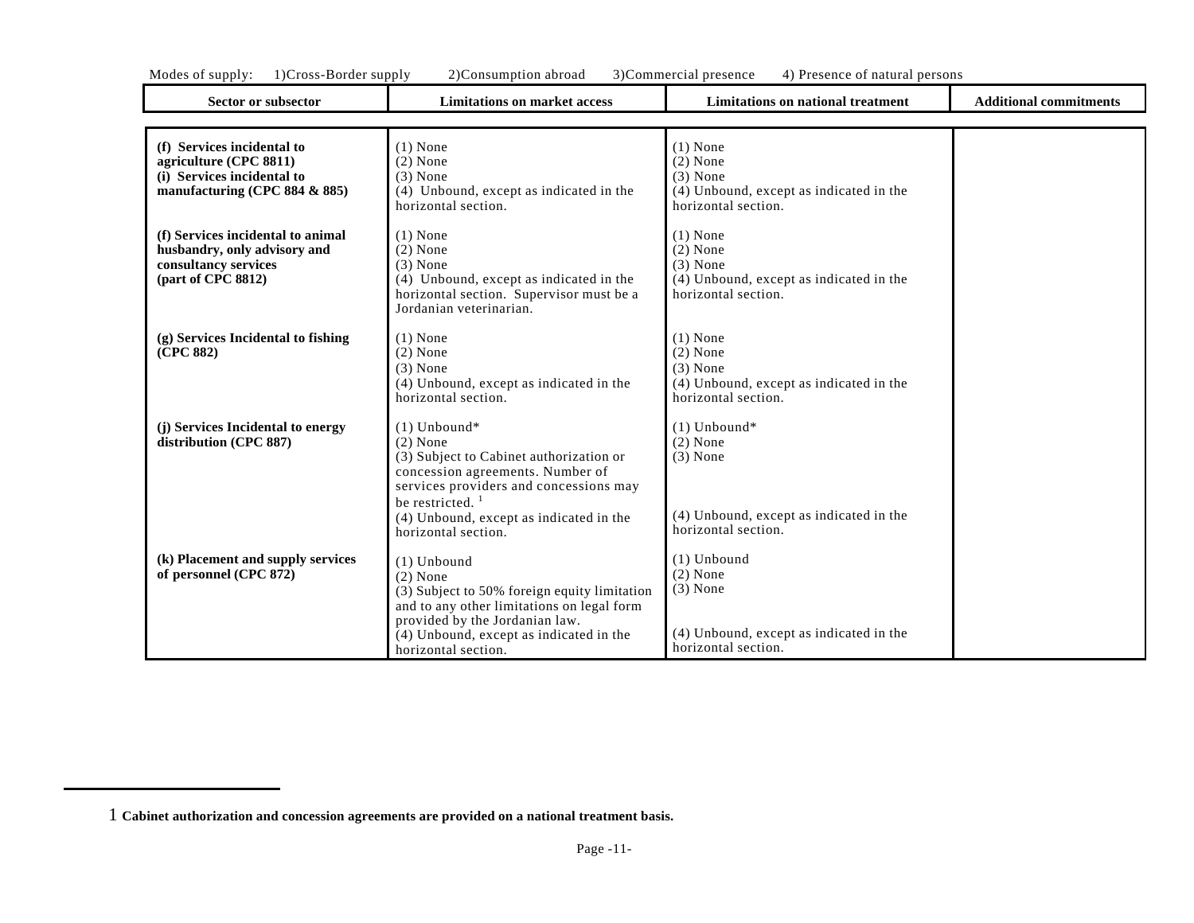Modes of supply: 1)Cross-Border supply 2)Consumption abroad 3)Commercial presence 4) Presence of natural persons

| Sector or subsector | Limitations on market access | Limitations on national treatment | Additional commitments |
|---|---|---|---|
| **(f) Services incidental to agriculture (CPC 8811)**<br>**(i) Services incidental to manufacturing (CPC 884 & 885)** | (1) None<br>(2) None<br>(3) None<br>(4) Unbound, except as indicated in the horizontal section. | (1) None<br>(2) None<br>(3) None<br>(4) Unbound, except as indicated in the horizontal section. | |
| **(f) Services incidental to animal husbandry, only advisory and consultancy services (part of CPC 8812)** | (1) None<br>(2) None<br>(3) None<br>(4) Unbound, except as indicated in the horizontal section. Supervisor must be a Jordanian veterinarian. | (1) None<br>(2) None<br>(3) None<br>(4) Unbound, except as indicated in the horizontal section. | |
| **(g) Services Incidental to fishing (CPC 882)** | (1) None<br>(2) None<br>(3) None<br>(4) Unbound, except as indicated in the horizontal section. | (1) None<br>(2) None<br>(3) None<br>(4) Unbound, except as indicated in the horizontal section. | |
| **(j) Services Incidental to energy distribution (CPC 887)** | (1) Unbound*<br>(2) None<br>(3) Subject to Cabinet authorization or concession agreements. Number of services providers and concessions may be restricted. [1]<br>(4) Unbound, except as indicated in the horizontal section. | (1) Unbound*<br>(2) None<br>(3) None<br>(4) Unbound, except as indicated in the horizontal section. | |
| **(k) Placement and supply services of personnel (CPC 872)** | (1) Unbound<br>(2) None<br>(3) Subject to 50% foreign equity limitation and to any other limitations on legal form provided by the Jordanian law.<br>(4) Unbound, except as indicated in the horizontal section. | (1) Unbound<br>(2) None<br>(3) None<br>(4) Unbound, except as indicated in the horizontal section. | |

1 **Cabinet authorization and concession agreements are provided on a national treatment basis.**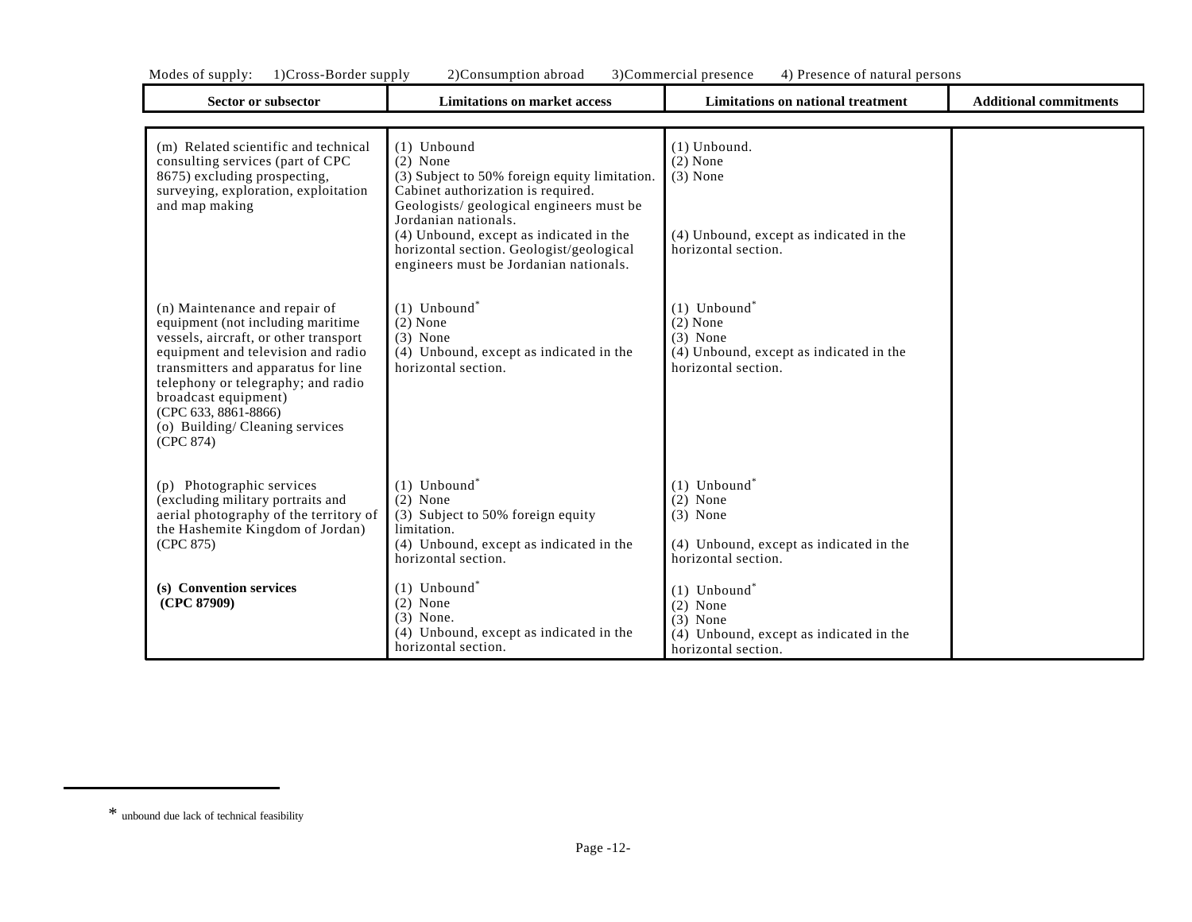Modes of supply: 1)Cross-Border supply 2)Consumption abroad 3)Commercial presence 4) Presence of natural persons

| Sector or subsector | Limitations on market access | Limitations on national treatment | Additional commitments |
|---|---|---|---|
| (m) Related scientific and technical consulting services (part of CPC 8675) excluding prospecting, surveying, exploration, exploitation and map making | (1) Unbound<br>(2) None<br>(3) Subject to 50% foreign equity limitation. Cabinet authorization is required. Geologists/ geological engineers must be Jordanian nationals.<br>(4) Unbound, except as indicated in the horizontal section. Geologist/geological engineers must be Jordanian nationals. | (1) Unbound.<br>(2) None<br>(3) None<br>(4) Unbound, except as indicated in the horizontal section. | |
| (n) Maintenance and repair of equipment (not including maritime vessels, aircraft, or other transport equipment and television and radio transmitters and apparatus for line telephony or telegraphy; and radio broadcast equipment)<br>(CPC 633, 8861-8866)<br>(o) Building/ Cleaning services<br>(CPC 874) | (1) Unbound*<br>(2) None<br>(3) None<br>(4) Unbound, except as indicated in the horizontal section. | (1) Unbound*<br>(2) None<br>(3) None<br>(4) Unbound, except as indicated in the horizontal section. | |
| (p) Photographic services (excluding military portraits and aerial photography of the territory of the Hashemite Kingdom of Jordan)<br>(CPC 875) | (1) Unbound*<br>(2) None<br>(3) Subject to 50% foreign equity limitation.<br>(4) Unbound, except as indicated in the horizontal section. | (1) Unbound*<br>(2) None<br>(3) None<br>(4) Unbound, except as indicated in the horizontal section. | |
| **(s) Convention services (CPC 87909)** | (1) Unbound*<br>(2) None<br>(3) None.<br>(4) Unbound, except as indicated in the horizontal section. | (1) Unbound*<br>(2) None<br>(3) None<br>(4) Unbound, except as indicated in the horizontal section. | |

* unbound due lack of technical feasibility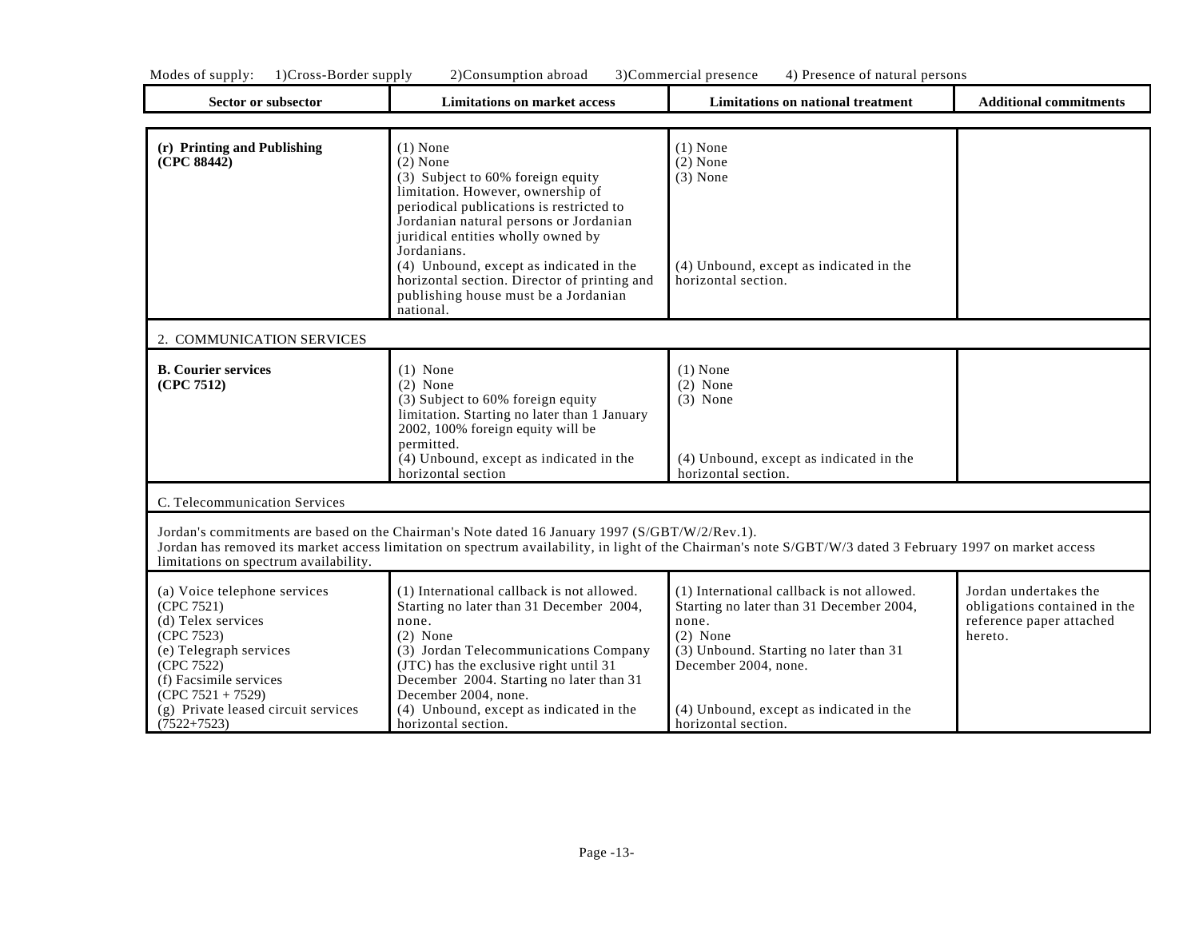Modes of supply: 1)Cross-Border supply 2)Consumption abroad 3)Commercial presence 4) Presence of natural persons

| Sector or subsector | Limitations on market access | Limitations on national treatment | Additional commitments |
|---|---|---|---|
| **(r) Printing and Publishing (CPC 88442)** | (1) None<br>(2) None<br>(3) Subject to 60% foreign equity limitation. However, ownership of periodical publications is restricted to Jordanian natural persons or Jordanian juridical entities wholly owned by Jordanians.<br>(4) Unbound, except as indicated in the horizontal section. Director of printing and publishing house must be a Jordanian national. | (1) None<br>(2) None<br>(3) None<br>(4) Unbound, except as indicated in the horizontal section. | |
| 2. COMMUNICATION SERVICES | | | |
| **B. Courier services (CPC 7512)** | (1) None<br>(2) None<br>(3) Subject to 60% foreign equity limitation. Starting no later than 1 January 2002, 100% foreign equity will be permitted.<br>(4) Unbound, except as indicated in the horizontal section | (1) None<br>(2) None<br>(3) None<br>(4) Unbound, except as indicated in the horizontal section. | |
| C. Telecommunication Services | | | |
| Jordan's commitments are based on the Chairman's Note dated 16 January 1997 (S/GBT/W/2/Rev.1). Jordan has removed its market access limitation on spectrum availability, in light of the Chairman's note S/GBT/W/3 dated 3 February 1997 on market access limitations on spectrum availability. | | | |
| (a) Voice telephone services (CPC 7521)<br>(d) Telex services (CPC 7523)<br>(e) Telegraph services (CPC 7522)<br>(f) Facsimile services (CPC 7521 + 7529)<br>(g) Private leased circuit services (7522+7523) | (1) International callback is not allowed. Starting no later than 31 December 2004, none.<br>(2) None<br>(3) Jordan Telecommunications Company (JTC) has the exclusive right until 31 December 2004. Starting no later than 31 December 2004, none.<br>(4) Unbound, except as indicated in the horizontal section. | (1) International callback is not allowed. Starting no later than 31 December 2004, none.<br>(2) None<br>(3) Unbound. Starting no later than 31 December 2004, none.<br>(4) Unbound, except as indicated in the horizontal section. | Jordan undertakes the obligations contained in the reference paper attached hereto. |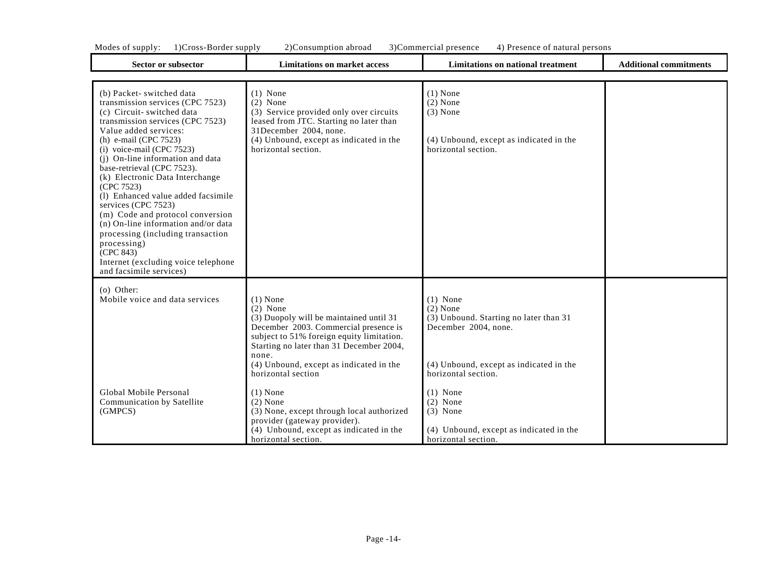Modes of supply: 1)Cross-Border supply 2)Consumption abroad 3)Commercial presence 4) Presence of natural persons

| Sector or subsector | Limitations on market access | Limitations on national treatment | Additional commitments |
|---|---|---|---|
| (b) Packet- switched data transmission services (CPC 7523)<br>(c) Circuit- switched data transmission services (CPC 7523)<br>Value added services:<br>(h) e-mail (CPC 7523)<br>(i) voice-mail (CPC 7523)<br>(j) On-line information and data base-retrieval (CPC 7523).<br>(k) Electronic Data Interchange (CPC 7523)<br>(l) Enhanced value added facsimile services (CPC 7523)<br>(m) Code and protocol conversion<br>(n) On-line information and/or data processing (including transaction processing)<br>(CPC 843)<br>Internet (excluding voice telephone and facsimile services) | (1) None<br>(2) None<br>(3) Service provided only over circuits leased from JTC. Starting no later than 31December 2004, none.<br>(4) Unbound, except as indicated in the horizontal section. | (1) None<br>(2) None<br>(3) None<br><br>(4) Unbound, except as indicated in the horizontal section. | |
| (o) Other:<br>Mobile voice and data services | (1) None<br>(2) None<br>(3) Duopoly will be maintained until 31 December 2003. Commercial presence is subject to 51% foreign equity limitation. Starting no later than 31 December 2004, none.<br>(4) Unbound, except as indicated in the horizontal section | (1) None<br>(2) None<br>(3) Unbound. Starting no later than 31 December 2004, none.<br><br>(4) Unbound, except as indicated in the horizontal section. | |
| Global Mobile Personal Communication by Satellite (GMPCS) | (1) None<br>(2) None<br>(3) None, except through local authorized provider (gateway provider).<br>(4) Unbound, except as indicated in the horizontal section. | (1) None<br>(2) None<br>(3) None<br><br>(4) Unbound, except as indicated in the horizontal section. | |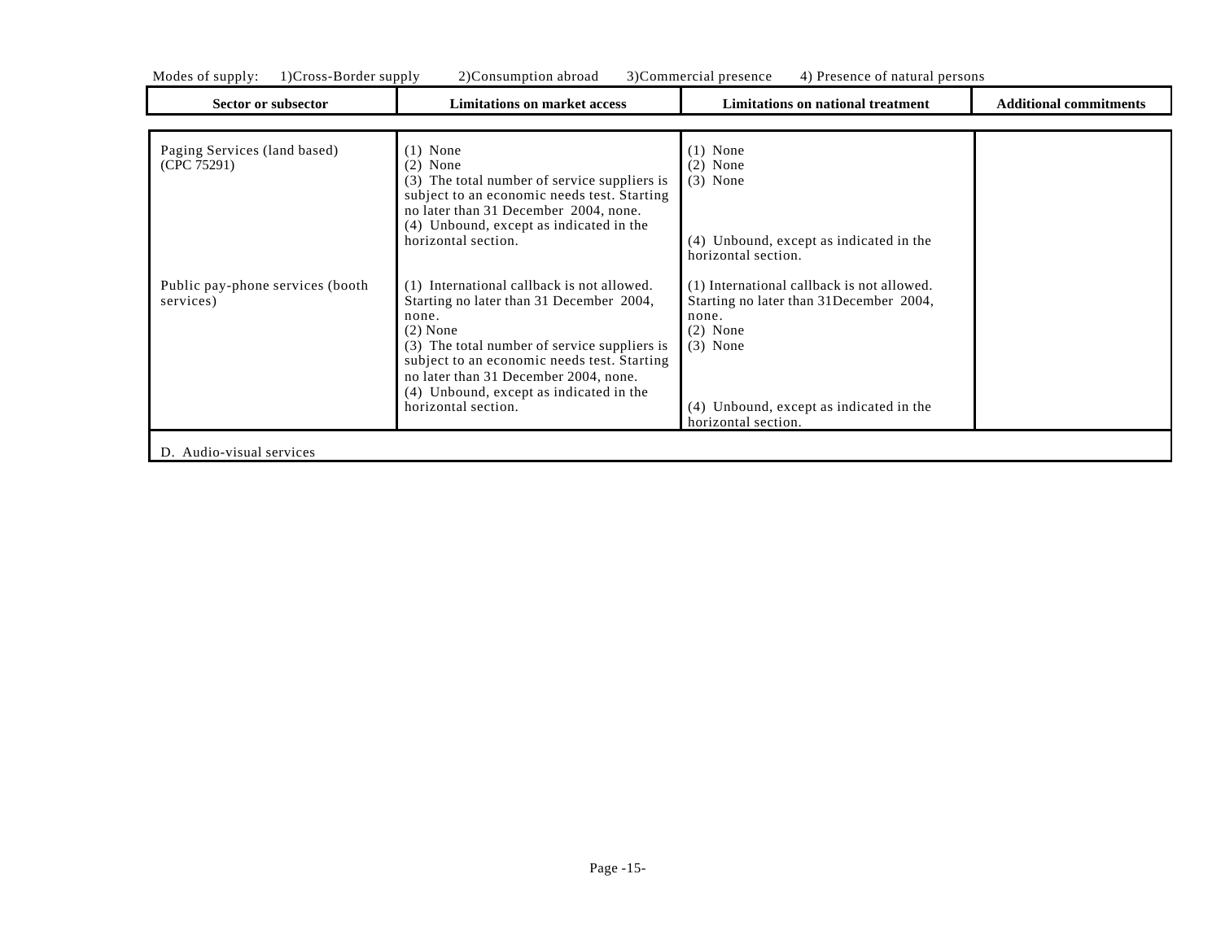Modes of supply: 1)Cross-Border supply 2)Consumption abroad 3)Commercial presence 4) Presence of natural persons

| Sector or subsector | Limitations on market access | Limitations on national treatment | Additional commitments |
|---|---|---|---|
| Paging Services (land based) (CPC 75291) | (1) None<br>(2) None<br>(3) The total number of service suppliers is subject to an economic needs test. Starting no later than 31 December 2004, none.<br>(4) Unbound, except as indicated in the horizontal section. | (1) None<br>(2) None<br>(3) None<br>(4) Unbound, except as indicated in the horizontal section. | |
| Public pay-phone services (booth services) | (1) International callback is not allowed. Starting no later than 31 December 2004, none.<br>(2) None<br>(3) The total number of service suppliers is subject to an economic needs test. Starting no later than 31 December 2004, none.<br>(4) Unbound, except as indicated in the horizontal section. | (1) International callback is not allowed. Starting no later than 31December 2004, none.<br>(2) None<br>(3) None<br>(4) Unbound, except as indicated in the horizontal section. | |
| D. Audio-visual services | | | |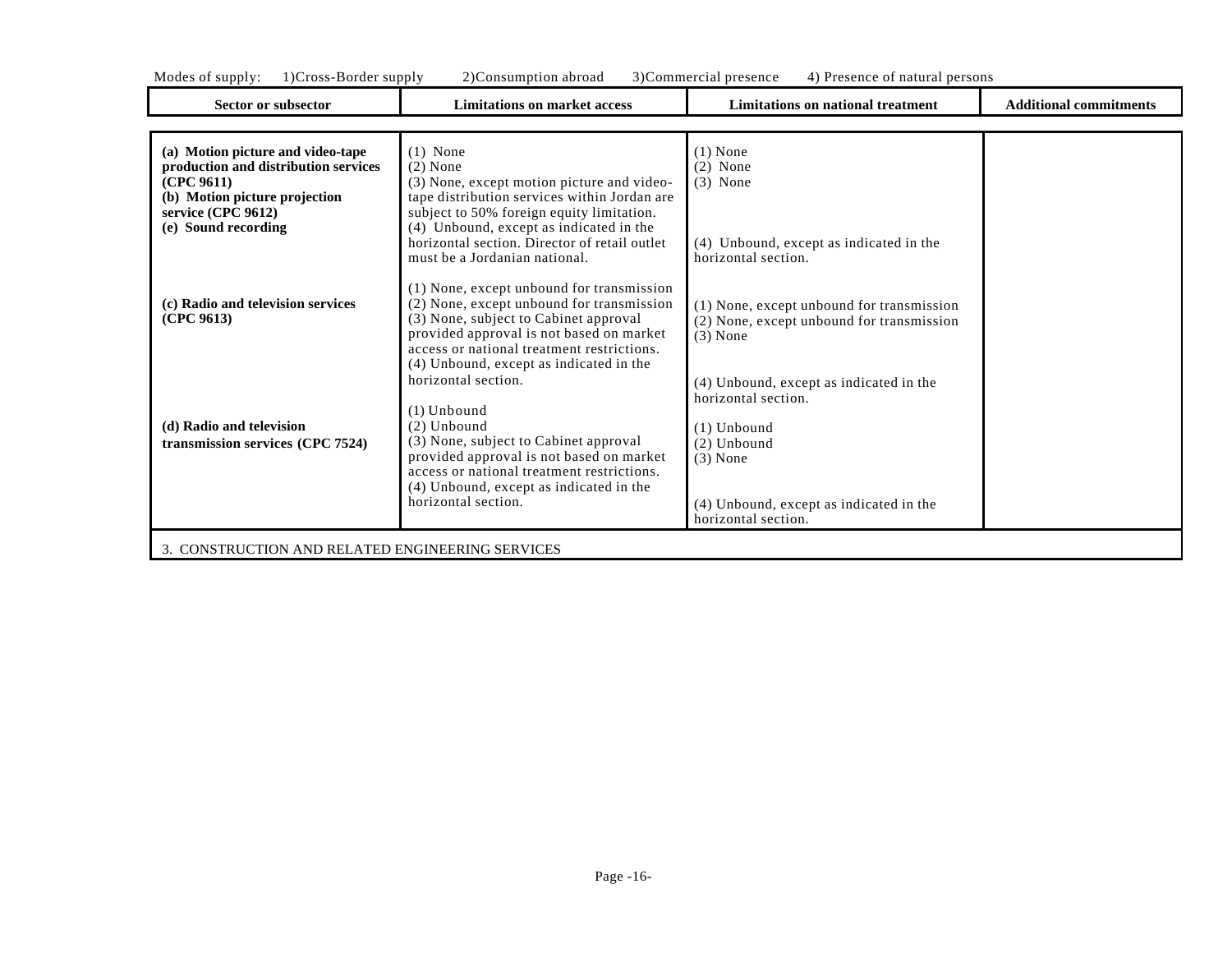Modes of supply: 1)Cross-Border supply 2)Consumption abroad 3)Commercial presence 4) Presence of natural persons

| Sector or subsector | Limitations on market access | Limitations on national treatment | Additional commitments |
|---|---|---|---|
| **(a) Motion picture and video-tape production and distribution services (CPC 9611)**<br>**(b) Motion picture projection service (CPC 9612)**<br>**(e) Sound recording** | (1) None<br>(2) None<br>(3) None, except motion picture and video-tape distribution services within Jordan are subject to 50% foreign equity limitation.<br>(4) Unbound, except as indicated in the horizontal section. Director of retail outlet must be a Jordanian national. | (1) None<br>(2) None<br>(3) None<br>(4) Unbound, except as indicated in the horizontal section. | |
| **(c) Radio and television services (CPC 9613)** | (1) None, except unbound for transmission<br>(2) None, except unbound for transmission<br>(3) None, subject to Cabinet approval provided approval is not based on market access or national treatment restrictions.<br>(4) Unbound, except as indicated in the horizontal section. | (1) None, except unbound for transmission<br>(2) None, except unbound for transmission<br>(3) None<br>(4) Unbound, except as indicated in the horizontal section. | |
| **(d) Radio and television transmission services (CPC 7524)** | (1) Unbound<br>(2) Unbound<br>(3) None, subject to Cabinet approval provided approval is not based on market access or national treatment restrictions.<br>(4) Unbound, except as indicated in the horizontal section. | (1) Unbound<br>(2) Unbound<br>(3) None<br>(4) Unbound, except as indicated in the horizontal section. | |
| 3. CONSTRUCTION AND RELATED ENGINEERING SERVICES | | | |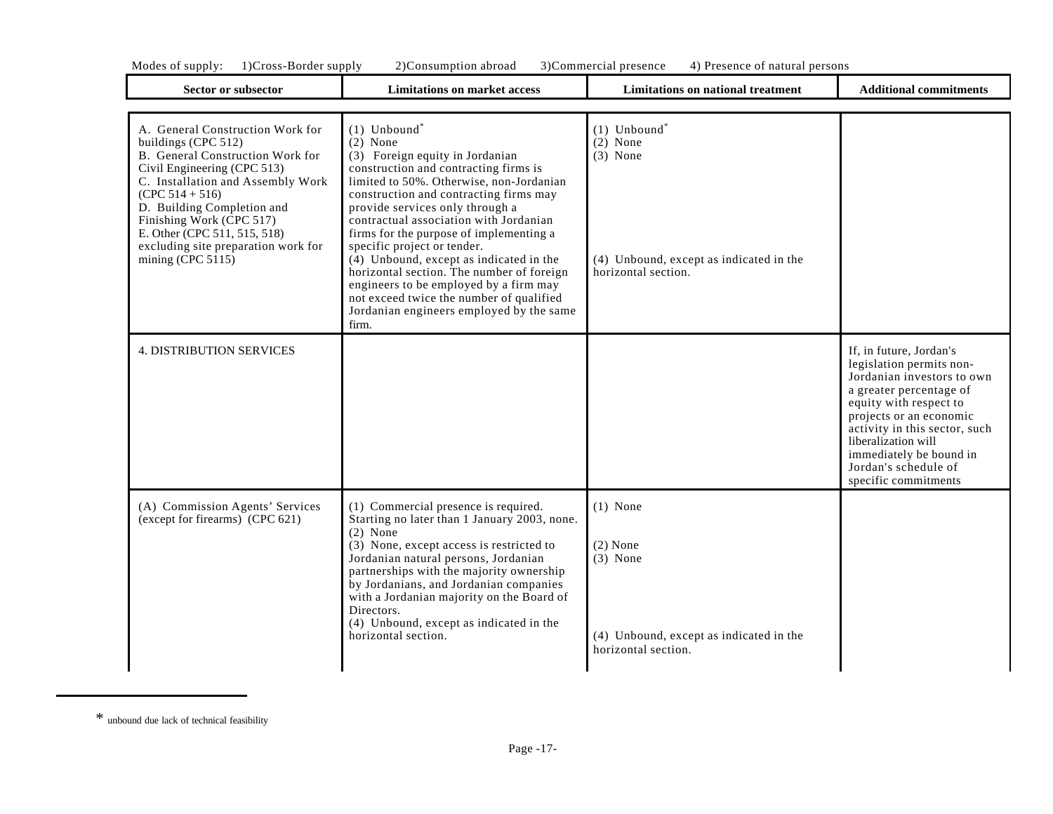Modes of supply: 1)Cross-Border supply 2)Consumption abroad 3)Commercial presence 4) Presence of natural persons

| Sector or subsector | Limitations on market access | Limitations on national treatment | Additional commitments |
|---|---|---|---|
| A. General Construction Work for buildings (CPC 512)<br>B. General Construction Work for Civil Engineering (CPC 513)<br>C. Installation and Assembly Work (CPC 514 + 516)<br>D. Building Completion and Finishing Work (CPC 517)<br>E. Other (CPC 511, 515, 518) excluding site preparation work for mining (CPC 5115) | (1) Unbound*<br>(2) None<br>(3) Foreign equity in Jordanian construction and contracting firms is limited to 50%. Otherwise, non-Jordanian construction and contracting firms may provide services only through a contractual association with Jordanian firms for the purpose of implementing a specific project or tender.<br>(4) Unbound, except as indicated in the horizontal section. The number of foreign engineers to be employed by a firm may not exceed twice the number of qualified Jordanian engineers employed by the same firm. | (1) Unbound*<br>(2) None<br>(3) None<br>(4) Unbound, except as indicated in the horizontal section. | |
| 4. DISTRIBUTION SERVICES | | | If, in future, Jordan's legislation permits non-Jordanian investors to own a greater percentage of equity with respect to projects or an economic activity in this sector, such liberalization will immediately be bound in Jordan's schedule of specific commitments |
| (A) Commission Agents' Services (except for firearms) (CPC 621) | (1) Commercial presence is required. Starting no later than 1 January 2003, none.<br>(2) None<br>(3) None, except access is restricted to Jordanian natural persons, Jordanian partnerships with the majority ownership by Jordanians, and Jordanian companies with a Jordanian majority on the Board of Directors.<br>(4) Unbound, except as indicated in the horizontal section. | (1) None<br>(2) None<br>(3) None<br>(4) Unbound, except as indicated in the horizontal section. | |

* unbound due lack of technical feasibility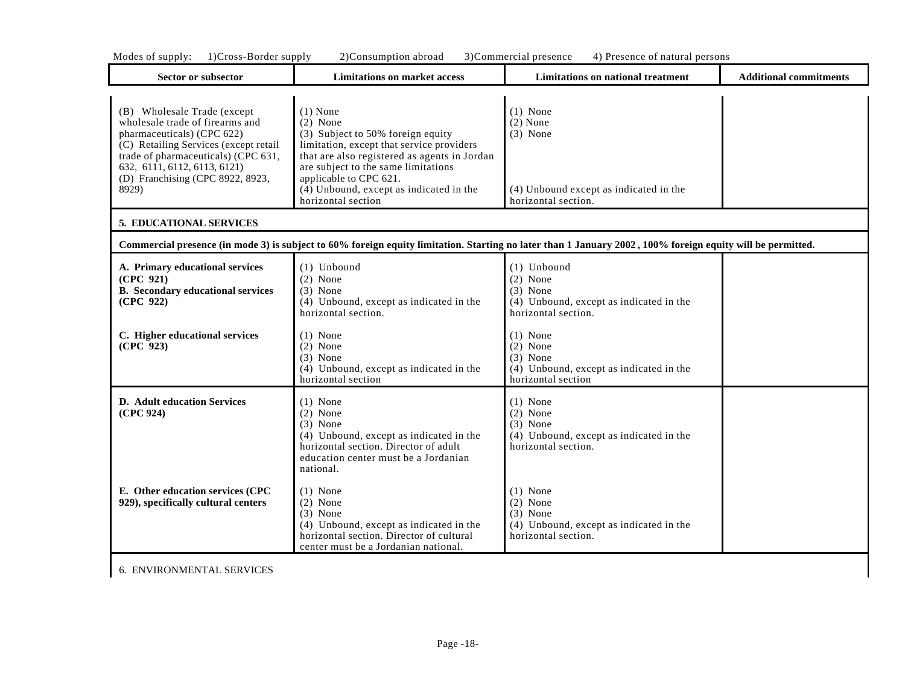Modes of supply: 1)Cross-Border supply 2)Consumption abroad 3)Commercial presence 4) Presence of natural persons

| Sector or subsector | Limitations on market access | Limitations on national treatment | Additional commitments |
|---|---|---|---|
| (B) Wholesale Trade (except wholesale trade of firearms and pharmaceuticals) (CPC 622)<br>(C) Retailing Services (except retail trade of pharmaceuticals) (CPC 631, 632, 6111, 6112, 6113, 6121)<br>(D) Franchising (CPC 8922, 8923, 8929) | (1) None<br>(2) None<br>(3) Subject to 50% foreign equity limitation, except that service providers that are also registered as agents in Jordan are subject to the same limitations applicable to CPC 621.<br>(4) Unbound, except as indicated in the horizontal section | (1) None<br>(2) None<br>(3) None<br>(4) Unbound except as indicated in the horizontal section. | |
| **5. EDUCATIONAL SERVICES** | | | |
| **Commercial presence (in mode 3) is subject to 60% foreign equity limitation. Starting no later than 1 January 2002 , 100% foreign equity will be permitted.** | | | |
| **A. Primary educational services (CPC 921)**<br>**B. Secondary educational services (CPC 922)** | (1) Unbound<br>(2) None<br>(3) None<br>(4) Unbound, except as indicated in the horizontal section. | (1) Unbound<br>(2) None<br>(3) None<br>(4) Unbound, except as indicated in the horizontal section. | |
| **C. Higher educational services (CPC 923)** | (1) None<br>(2) None<br>(3) None<br>(4) Unbound, except as indicated in the horizontal section | (1) None<br>(2) None<br>(3) None<br>(4) Unbound, except as indicated in the horizontal section | |
| **D. Adult education Services (CPC 924)** | (1) None<br>(2) None<br>(3) None<br>(4) Unbound, except as indicated in the horizontal section. Director of adult education center must be a Jordanian national. | (1) None<br>(2) None<br>(3) None<br>(4) Unbound, except as indicated in the horizontal section. | |
| **E. Other education services (CPC 929), specifically cultural centers** | (1) None<br>(2) None<br>(3) None<br>(4) Unbound, except as indicated in the horizontal section. Director of cultural center must be a Jordanian national. | (1) None<br>(2) None<br>(3) None<br>(4) Unbound, except as indicated in the horizontal section. | |
| 6. ENVIRONMENTAL SERVICES | | | |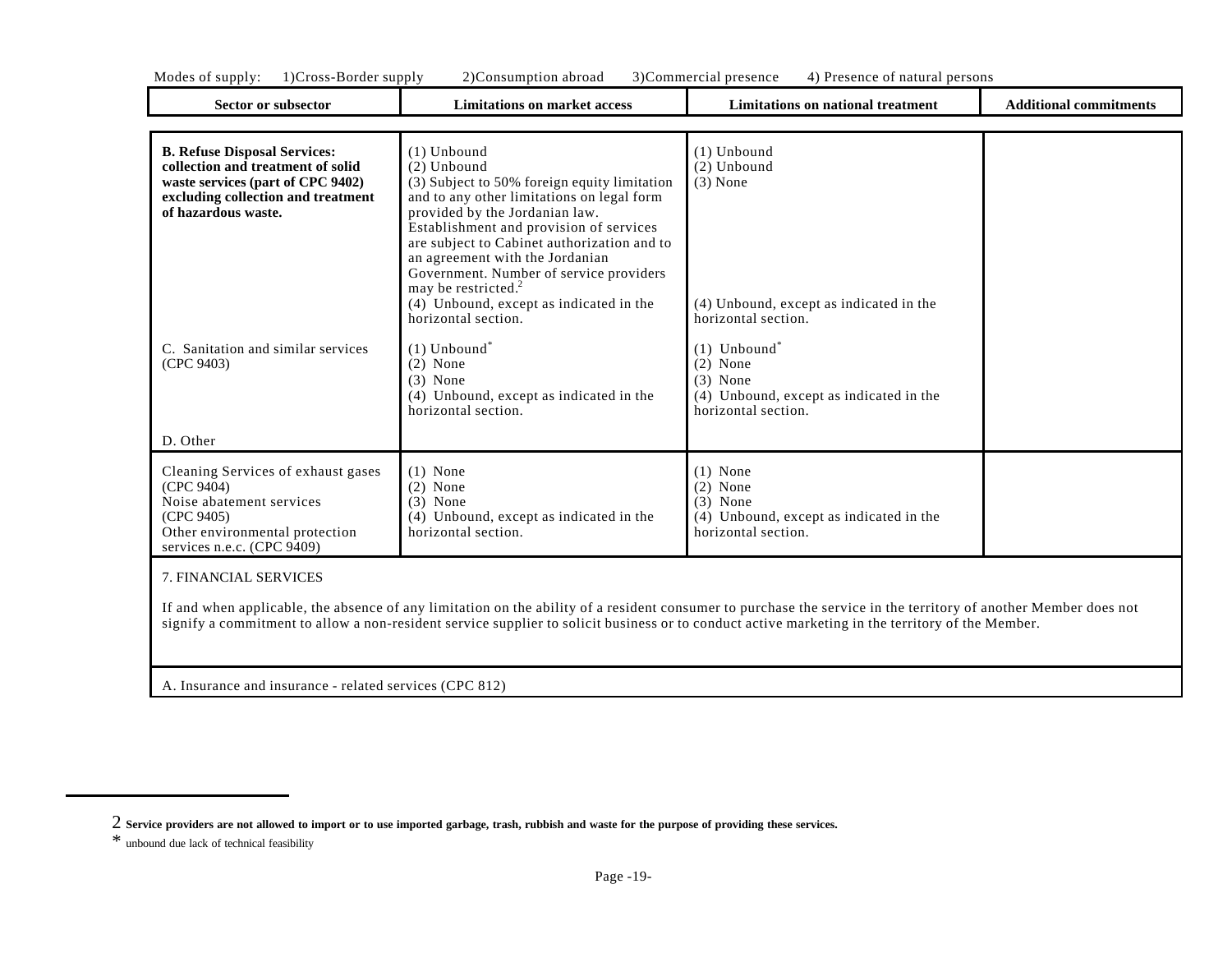Modes of supply: 1)Cross-Border supply 2)Consumption abroad 3)Commercial presence 4) Presence of natural persons

| Sector or subsector | Limitations on market access | Limitations on national treatment | Additional commitments |
|---|---|---|---|
| **B. Refuse Disposal Services: collection and treatment of solid waste services (part of CPC 9402) excluding collection and treatment of hazardous waste.** | (1) Unbound<br>(2) Unbound<br>(3) Subject to 50% foreign equity limitation and to any other limitations on legal form provided by the Jordanian law. Establishment and provision of services are subject to Cabinet authorization and to an agreement with the Jordanian Government. Number of service providers may be restricted.[2]<br>(4) Unbound, except as indicated in the horizontal section. | (1) Unbound<br>(2) Unbound<br>(3) None<br>(4) Unbound, except as indicated in the horizontal section. | |
| C. Sanitation and similar services (CPC 9403) | (1) Unbound*<br>(2) None<br>(3) None<br>(4) Unbound, except as indicated in the horizontal section. | (1) Unbound*<br>(2) None<br>(3) None<br>(4) Unbound, except as indicated in the horizontal section. | |
| D. Other | | | |
| Cleaning Services of exhaust gases (CPC 9404)<br>Noise abatement services (CPC 9405)<br>Other environmental protection services n.e.c. (CPC 9409) | (1) None<br>(2) None<br>(3) None<br>(4) Unbound, except as indicated in the horizontal section. | (1) None<br>(2) None<br>(3) None<br>(4) Unbound, except as indicated in the horizontal section. | |
| 7. FINANCIAL SERVICES<br><br>If and when applicable, the absence of any limitation on the ability of a resident consumer to purchase the service in the territory of another Member does not signify a commitment to allow a non-resident service supplier to solicit business or to conduct active marketing in the territory of the Member. | | | |
| A. Insurance and insurance - related services (CPC 812) | | | |

2 **Service providers are not allowed to import or to use imported garbage, trash, rubbish and waste for the purpose of providing these services.**

* unbound due lack of technical feasibility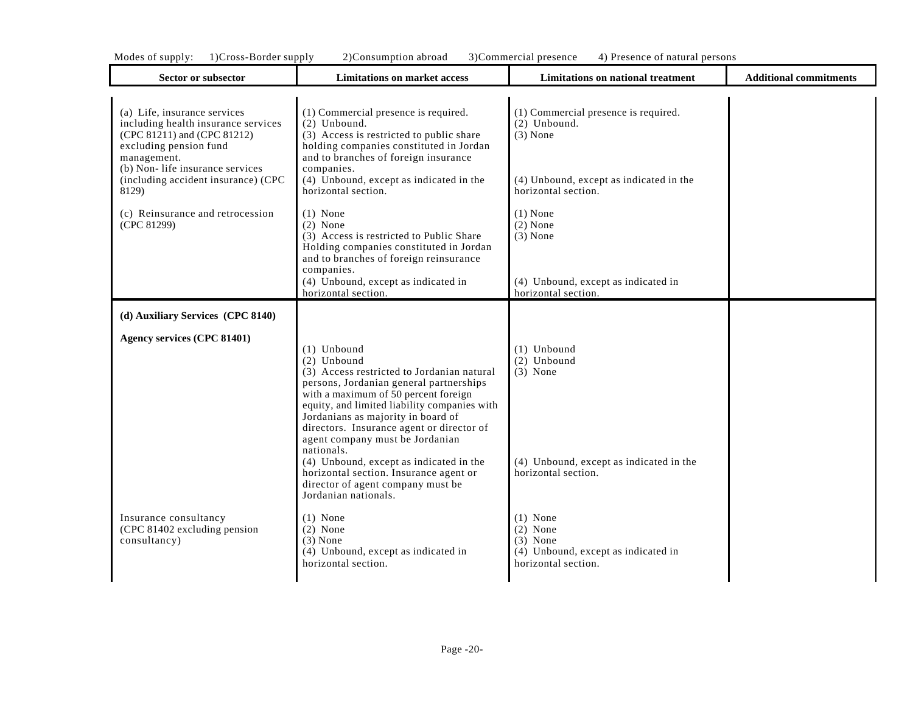Modes of supply: 1)Cross-Border supply 2)Consumption abroad 3)Commercial presence 4) Presence of natural persons

| Sector or subsector | Limitations on market access | Limitations on national treatment | Additional commitments |
|---|---|---|---|
| (a) Life, insurance services including health insurance services (CPC 81211) and (CPC 81212) excluding pension fund management.<br>(b) Non- life insurance services (including accident insurance) (CPC 8129) | (1) Commercial presence is required.<br>(2) Unbound.<br>(3) Access is restricted to public share holding companies constituted in Jordan and to branches of foreign insurance companies.<br>(4) Unbound, except as indicated in the horizontal section. | (1) Commercial presence is required.<br>(2) Unbound.<br>(3) None<br>(4) Unbound, except as indicated in the horizontal section. | |
| (c) Reinsurance and retrocession (CPC 81299) | (1) None<br>(2) None<br>(3) Access is restricted to Public Share Holding companies constituted in Jordan and to branches of foreign reinsurance companies.<br>(4) Unbound, except as indicated in horizontal section. | (1) None<br>(2) None<br>(3) None<br>(4) Unbound, except as indicated in horizontal section. | |
| **(d) Auxiliary Services (CPC 8140)**<br><br>**Agency services (CPC 81401)** | (1) Unbound<br>(2) Unbound<br>(3) Access restricted to Jordanian natural persons, Jordanian general partnerships with a maximum of 50 percent foreign equity, and limited liability companies with Jordanians as majority in board of directors. Insurance agent or director of agent company must be Jordanian nationals.<br>(4) Unbound, except as indicated in the horizontal section. Insurance agent or director of agent company must be Jordanian nationals. | (1) Unbound<br>(2) Unbound<br>(3) None<br>(4) Unbound, except as indicated in the horizontal section. | |
| Insurance consultancy (CPC 81402 excluding pension consultancy) | (1) None<br>(2) None<br>(3) None<br>(4) Unbound, except as indicated in horizontal section. | (1) None<br>(2) None<br>(3) None<br>(4) Unbound, except as indicated in horizontal section. | |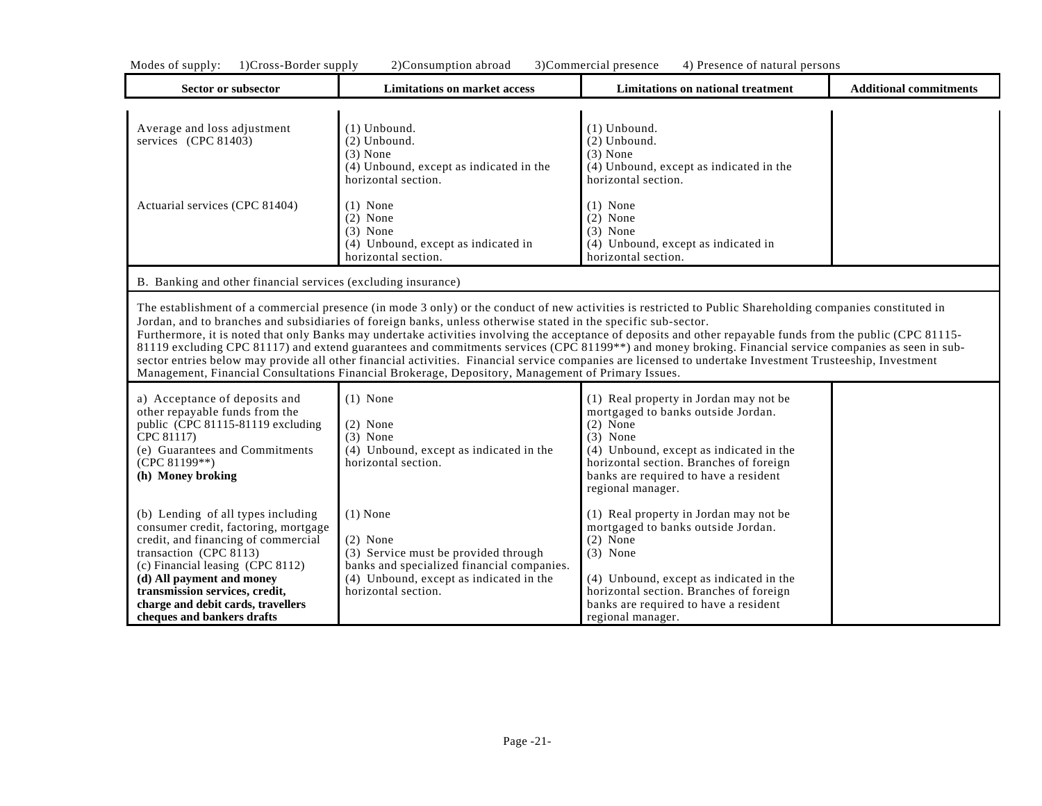Modes of supply: 1)Cross-Border supply 2)Consumption abroad 3)Commercial presence 4) Presence of natural persons

| Sector or subsector | Limitations on market access | Limitations on national treatment | Additional commitments |
|---|---|---|---|
| Average and loss adjustment services (CPC 81403) | (1) Unbound.<br>(2) Unbound.<br>(3) None<br>(4) Unbound, except as indicated in the horizontal section. | (1) Unbound.<br>(2) Unbound.<br>(3) None<br>(4) Unbound, except as indicated in the horizontal section. | |
| Actuarial services (CPC 81404) | (1) None<br>(2) None<br>(3) None<br>(4) Unbound, except as indicated in horizontal section. | (1) None<br>(2) None<br>(3) None<br>(4) Unbound, except as indicated in horizontal section. | |
| B. Banking and other financial services (excluding insurance) | | | |
| The establishment of a commercial presence (in mode 3 only) or the conduct of new activities is restricted to Public Shareholding companies constituted in Jordan, and to branches and subsidiaries of foreign banks, unless otherwise stated in the specific sub-sector.<br>Furthermore, it is noted that only Banks may undertake activities involving the acceptance of deposits and other repayable funds from the public (CPC 81115-81119 excluding CPC 81117) and extend guarantees and commitments services (CPC 81199**) and money broking. Financial service companies as seen in sub-sector entries below may provide all other financial activities. Financial service companies are licensed to undertake Investment Trusteeship, Investment Management, Financial Consultations Financial Brokerage, Depository, Management of Primary Issues. | | | |
| a) Acceptance of deposits and other repayable funds from the public (CPC 81115-81119 excluding CPC 81117)<br>(e) Guarantees and Commitments (CPC 81199**)<br>**(h) Money broking** | (1) None<br>(2) None<br>(3) None<br>(4) Unbound, except as indicated in the horizontal section. | (1) Real property in Jordan may not be mortgaged to banks outside Jordan.<br>(2) None<br>(3) None<br>(4) Unbound, except as indicated in the horizontal section. Branches of foreign banks are required to have a resident regional manager. | |
| (b) Lending of all types including consumer credit, factoring, mortgage credit, and financing of commercial transaction (CPC 8113)<br>(c) Financial leasing (CPC 8112)<br>**(d) All payment and money transmission services, credit, charge and debit cards, travellers cheques and bankers drafts** | (1) None<br>(2) None<br>(3) Service must be provided through banks and specialized financial companies.<br>(4) Unbound, except as indicated in the horizontal section. | (1) Real property in Jordan may not be mortgaged to banks outside Jordan.<br>(2) None<br>(3) None<br>(4) Unbound, except as indicated in the horizontal section. Branches of foreign banks are required to have a resident regional manager. | |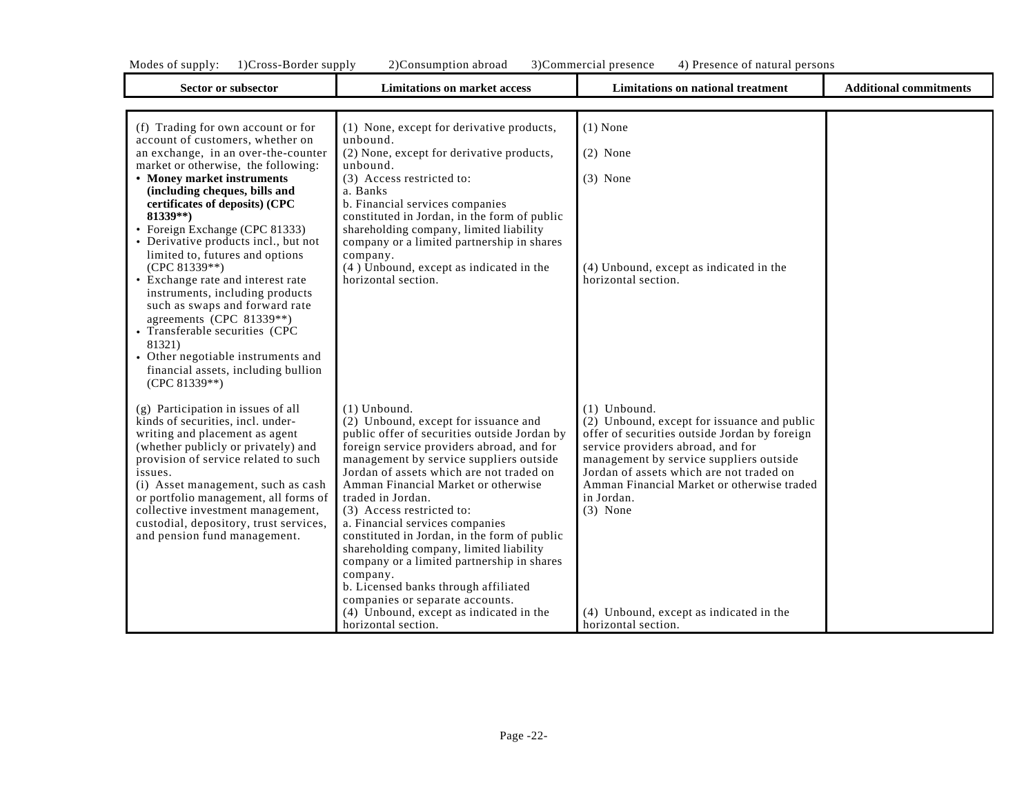Modes of supply: 1)Cross-Border supply 2)Consumption abroad 3)Commercial presence 4) Presence of natural persons

| Sector or subsector | Limitations on market access | Limitations on national treatment | Additional commitments |
|---|---|---|---|
| (f) Trading for own account or for account of customers, whether on an exchange, in an over-the-counter market or otherwise, the following:<br>• **Money market instruments (including cheques, bills and certificates of deposits) (CPC 81339\*\*)**<br>• Foreign Exchange (CPC 81333)<br>• Derivative products incl., but not limited to, futures and options (CPC 81339\*\*)<br>• Exchange rate and interest rate instruments, including products such as swaps and forward rate agreements (CPC 81339\*\*)<br>• Transferable securities (CPC 81321)<br>• Other negotiable instruments and financial assets, including bullion (CPC 81339\*\*) | (1) None, except for derivative products, unbound.<br>(2) None, except for derivative products, unbound.<br>(3) Access restricted to:<br>a. Banks<br>b. Financial services companies constituted in Jordan, in the form of public shareholding company, limited liability company or a limited partnership in shares company.<br>(4 ) Unbound, except as indicated in the horizontal section. | (1) None<br>(2) None<br>(3) None<br>(4) Unbound, except as indicated in the horizontal section. | |
| (g) Participation in issues of all kinds of securities, incl. under-writing and placement as agent (whether publicly or privately) and provision of service related to such issues.<br>(i) Asset management, such as cash or portfolio management, all forms of collective investment management, custodial, depository, trust services, and pension fund management. | (1) Unbound.<br>(2) Unbound, except for issuance and public offer of securities outside Jordan by foreign service providers abroad, and for management by service suppliers outside Jordan of assets which are not traded on Amman Financial Market or otherwise traded in Jordan.<br>(3) Access restricted to:<br>a. Financial services companies constituted in Jordan, in the form of public shareholding company, limited liability company or a limited partnership in shares company.<br>b. Licensed banks through affiliated companies or separate accounts.<br>(4) Unbound, except as indicated in the horizontal section. | (1) Unbound.<br>(2) Unbound, except for issuance and public offer of securities outside Jordan by foreign service providers abroad, and for management by service suppliers outside Jordan of assets which are not traded on Amman Financial Market or otherwise traded in Jordan.<br>(3) None<br>(4) Unbound, except as indicated in the horizontal section. | |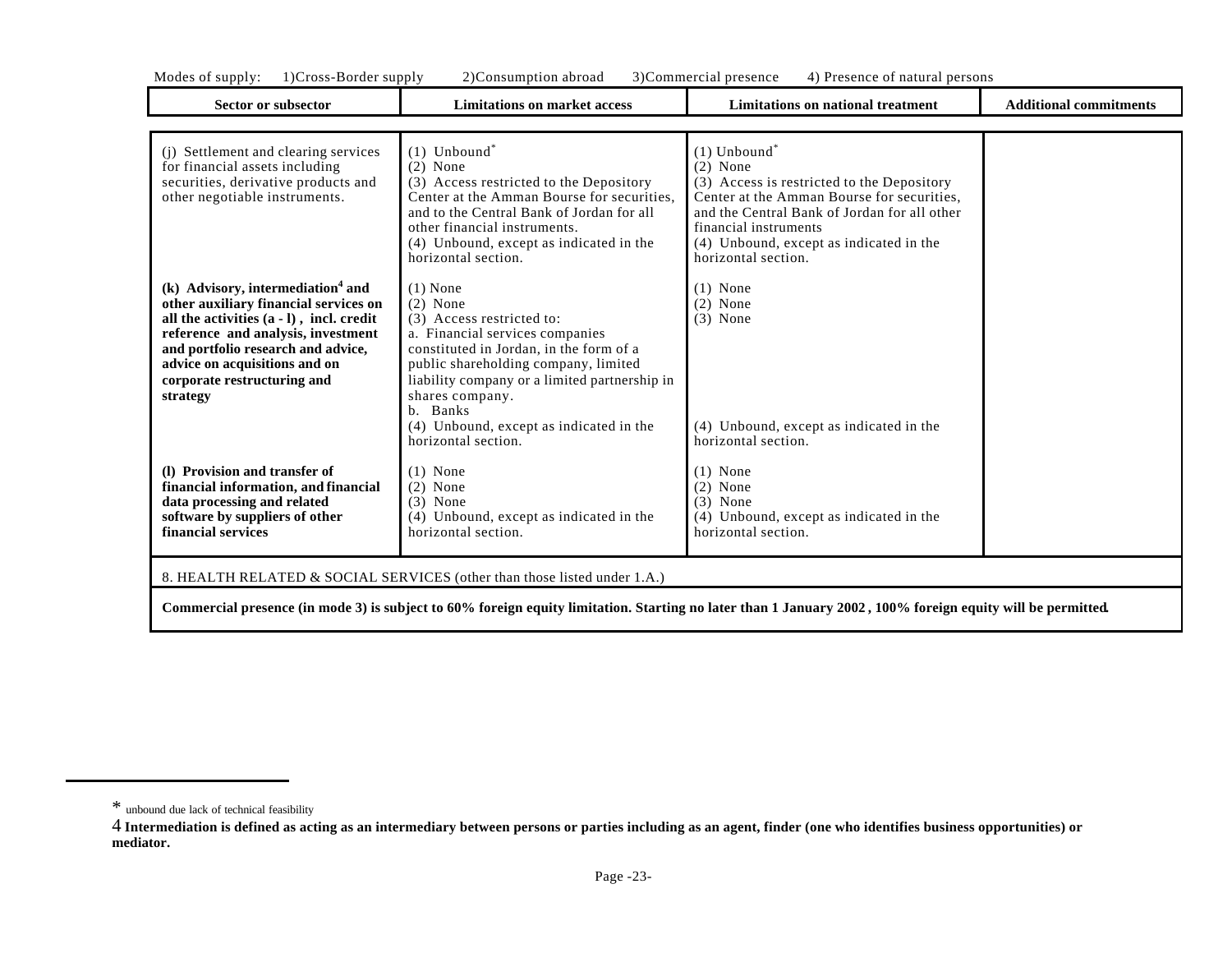Modes of supply: 1)Cross-Border supply 2)Consumption abroad 3)Commercial presence 4) Presence of natural persons

| Sector or subsector | Limitations on market access | Limitations on national treatment | Additional commitments |
|---|---|---|---|
| (j) Settlement and clearing services for financial assets including securities, derivative products and other negotiable instruments. | (1) Unbound* <br> (2) None <br> (3) Access restricted to the Depository Center at the Amman Bourse for securities, and to the Central Bank of Jordan for all other financial instruments. <br> (4) Unbound, except as indicated in the horizontal section. | (1) Unbound* <br> (2) None <br> (3) Access is restricted to the Depository Center at the Amman Bourse for securities, and the Central Bank of Jordan for all other financial instruments <br> (4) Unbound, except as indicated in the horizontal section. | |
| **(k) Advisory, intermediation[4] and other auxiliary financial services on all the activities (a - l) , incl. credit reference and analysis, investment and portfolio research and advice, advice on acquisitions and on corporate restructuring and strategy** | (1) None <br> (2) None <br> (3) Access restricted to: <br> a. Financial services companies constituted in Jordan, in the form of a public shareholding company, limited liability company or a limited partnership in shares company. <br> b. Banks <br> (4) Unbound, except as indicated in the horizontal section. | (1) None <br> (2) None <br> (3) None <br> (4) Unbound, except as indicated in the horizontal section. | |
| **(l) Provision and transfer of financial information, and financial data processing and related software by suppliers of other financial services** | (1) None <br> (2) None <br> (3) None <br> (4) Unbound, except as indicated in the horizontal section. | (1) None <br> (2) None <br> (3) None <br> (4) Unbound, except as indicated in the horizontal section. | |
| 8. HEALTH RELATED & SOCIAL SERVICES (other than those listed under 1.A.) | | | |
| **Commercial presence (in mode 3) is subject to 60% foreign equity limitation. Starting no later than 1 January 2002 , 100% foreign equity will be permitted.** | | | |

---

\* unbound due lack of technical feasibility

4 **Intermediation is defined as acting as an intermediary between persons or parties including as an agent, finder (one who identifies business opportunities) or mediator.**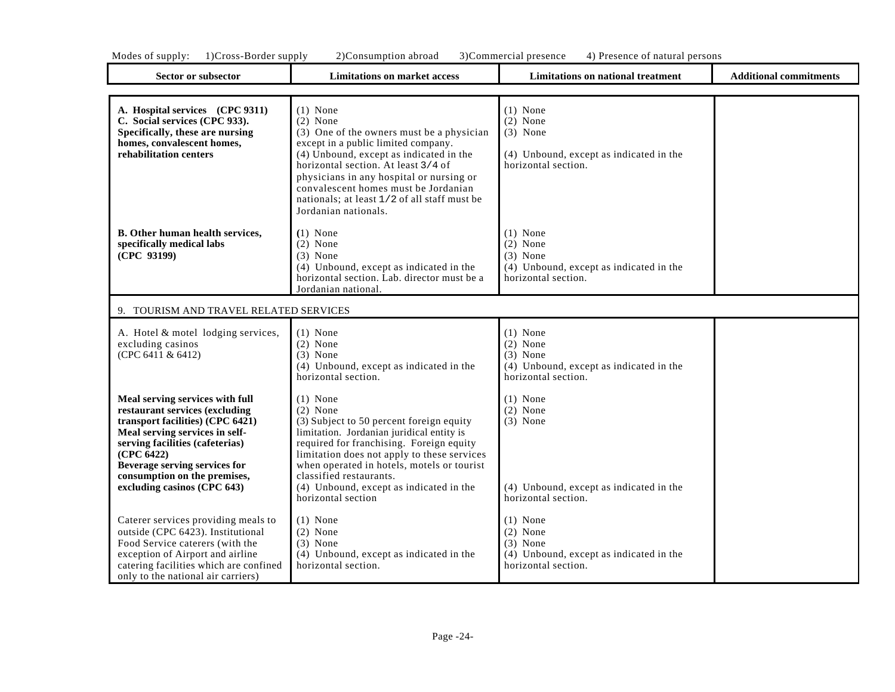Modes of supply: 1)Cross-Border supply 2)Consumption abroad 3)Commercial presence 4) Presence of natural persons

| Sector or subsector | Limitations on market access | Limitations on national treatment | Additional commitments |
|---|---|---|---|
| **A. Hospital services (CPC 9311)**<br>**C. Social services (CPC 933). Specifically, these are nursing homes, convalescent homes, rehabilitation centers** | (1) None<br>(2) None<br>(3) One of the owners must be a physician except in a public limited company.<br>(4) Unbound, except as indicated in the horizontal section. At least 3/4 of physicians in any hospital or nursing or convalescent homes must be Jordanian nationals; at least 1/2 of all staff must be Jordanian nationals. | (1) None<br>(2) None<br>(3) None<br>(4) Unbound, except as indicated in the horizontal section. | |
| **B. Other human health services, specifically medical labs (CPC 93199)** | (1) None<br>(2) None<br>(3) None<br>(4) Unbound, except as indicated in the horizontal section. Lab. director must be a Jordanian national. | (1) None<br>(2) None<br>(3) None<br>(4) Unbound, except as indicated in the horizontal section. | |
| 9. TOURISM AND TRAVEL RELATED SERVICES | | | |
| A. Hotel & motel lodging services, excluding casinos (CPC 6411 & 6412) | (1) None<br>(2) None<br>(3) None<br>(4) Unbound, except as indicated in the horizontal section. | (1) None<br>(2) None<br>(3) None<br>(4) Unbound, except as indicated in the horizontal section. | |
| **Meal serving services with full restaurant services (excluding transport facilities) (CPC 6421)**<br>**Meal serving services in self-serving facilities (cafeterias) (CPC 6422)**<br>**Beverage serving services for consumption on the premises, excluding casinos (CPC 643)** | (1) None<br>(2) None<br>(3) Subject to 50 percent foreign equity limitation. Jordanian juridical entity is required for franchising. Foreign equity limitation does not apply to these services when operated in hotels, motels or tourist classified restaurants.<br>(4) Unbound, except as indicated in the horizontal section | (1) None<br>(2) None<br>(3) None<br>(4) Unbound, except as indicated in the horizontal section. | |
| Caterer services providing meals to outside (CPC 6423). Institutional Food Service caterers (with the exception of Airport and airline catering facilities which are confined only to the national air carriers) | (1) None<br>(2) None<br>(3) None<br>(4) Unbound, except as indicated in the horizontal section. | (1) None<br>(2) None<br>(3) None<br>(4) Unbound, except as indicated in the horizontal section. | |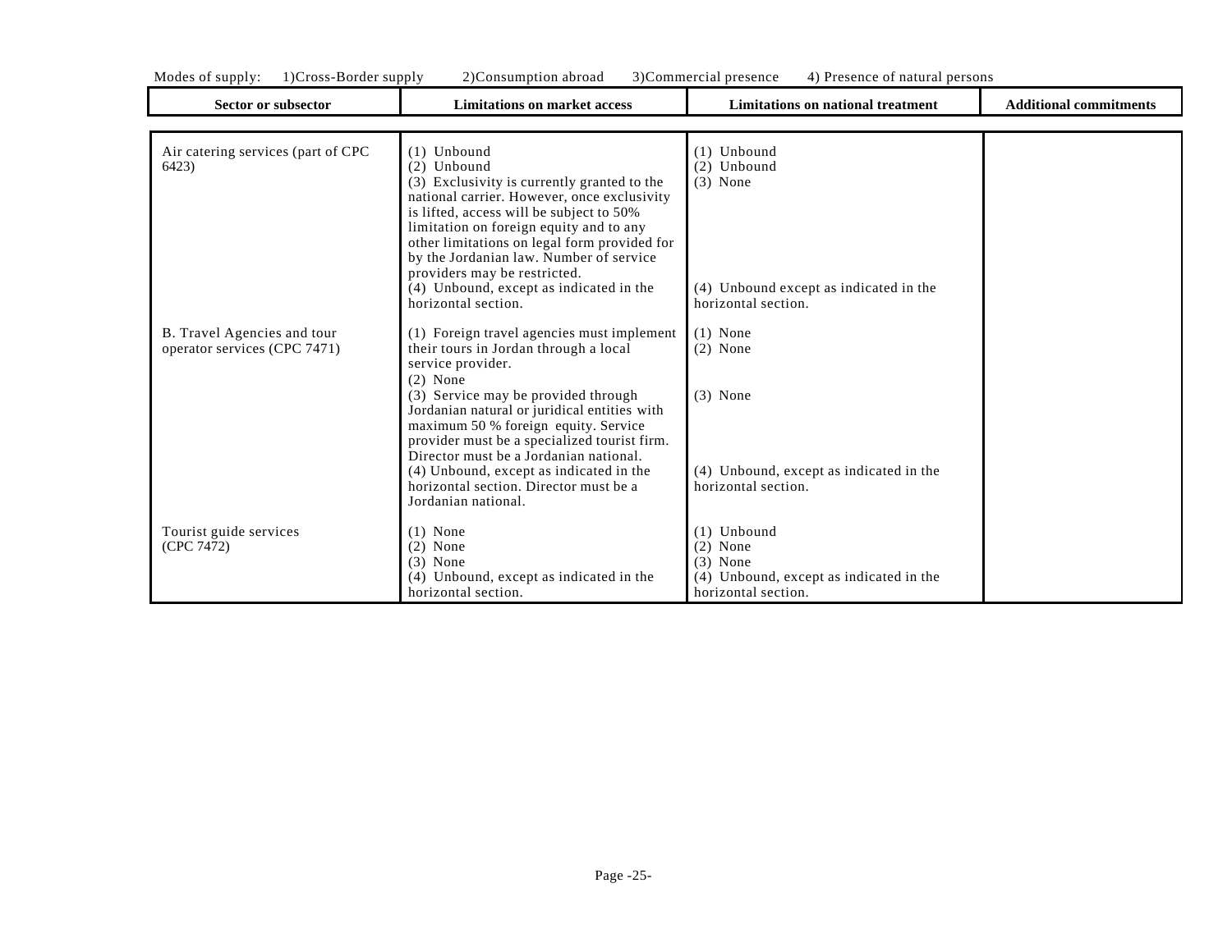Modes of supply: 1)Cross-Border supply 2)Consumption abroad 3)Commercial presence 4) Presence of natural persons

| Sector or subsector | Limitations on market access | Limitations on national treatment | Additional commitments |
|---|---|---|---|
| Air catering services (part of CPC 6423) | (1) Unbound<br>(2) Unbound<br>(3) Exclusivity is currently granted to the national carrier. However, once exclusivity is lifted, access will be subject to 50% limitation on foreign equity and to any other limitations on legal form provided for by the Jordanian law. Number of service providers may be restricted.<br>(4) Unbound, except as indicated in the horizontal section. | (1) Unbound<br>(2) Unbound<br>(3) None<br>(4) Unbound except as indicated in the horizontal section. | |
| B. Travel Agencies and tour operator services (CPC 7471) | (1) Foreign travel agencies must implement their tours in Jordan through a local service provider.<br>(2) None<br>(3) Service may be provided through Jordanian natural or juridical entities with maximum 50 % foreign equity. Service provider must be a specialized tourist firm. Director must be a Jordanian national.<br>(4) Unbound, except as indicated in the horizontal section. Director must be a Jordanian national. | (1) None<br>(2) None<br>(3) None<br>(4) Unbound, except as indicated in the horizontal section. | |
| Tourist guide services (CPC 7472) | (1) None<br>(2) None<br>(3) None<br>(4) Unbound, except as indicated in the horizontal section. | (1) Unbound<br>(2) None<br>(3) None<br>(4) Unbound, except as indicated in the horizontal section. | |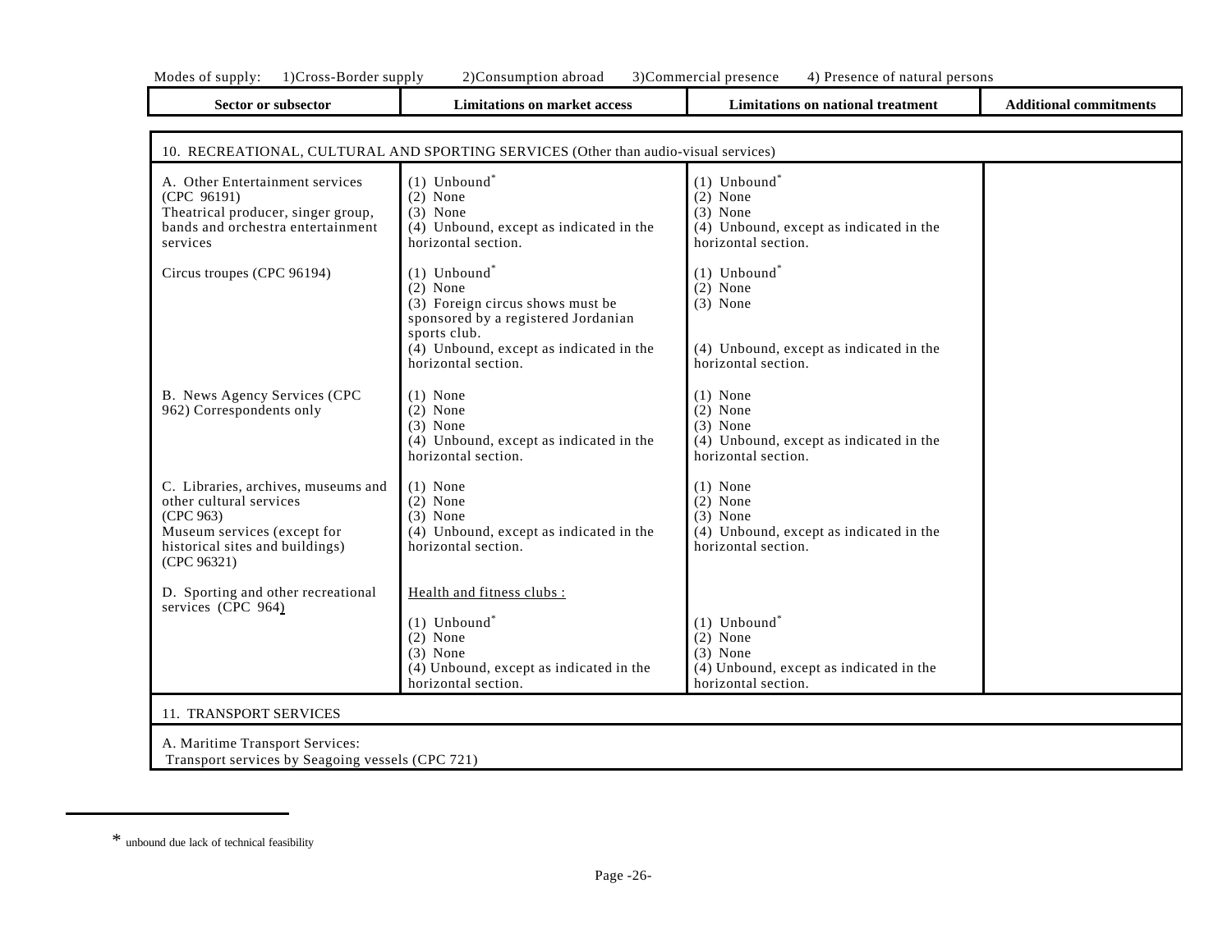Modes of supply: 1)Cross-Border supply 2)Consumption abroad 3)Commercial presence 4) Presence of natural persons

| Sector or subsector | Limitations on market access | Limitations on national treatment | Additional commitments |
|---|---|---|---|
| **10. RECREATIONAL, CULTURAL AND SPORTING SERVICES (Other than audio-visual services)** | | | |
| A. Other Entertainment services (CPC 96191)<br>Theatrical producer, singer group, bands and orchestra entertainment services | (1) Unbound*<br>(2) None<br>(3) None<br>(4) Unbound, except as indicated in the horizontal section. | (1) Unbound*<br>(2) None<br>(3) None<br>(4) Unbound, except as indicated in the horizontal section. | |
| Circus troupes (CPC 96194) | (1) Unbound*<br>(2) None<br>(3) Foreign circus shows must be sponsored by a registered Jordanian sports club.<br>(4) Unbound, except as indicated in the horizontal section. | (1) Unbound*<br>(2) None<br>(3) None<br>(4) Unbound, except as indicated in the horizontal section. | |
| B. News Agency Services (CPC 962) Correspondents only | (1) None<br>(2) None<br>(3) None<br>(4) Unbound, except as indicated in the horizontal section. | (1) None<br>(2) None<br>(3) None<br>(4) Unbound, except as indicated in the horizontal section. | |
| C. Libraries, archives, museums and other cultural services (CPC 963)<br>Museum services (except for historical sites and buildings) (CPC 96321) | (1) None<br>(2) None<br>(3) None<br>(4) Unbound, except as indicated in the horizontal section. | (1) None<br>(2) None<br>(3) None<br>(4) Unbound, except as indicated in the horizontal section. | |
| D. Sporting and other recreational services (CPC 964) | Health and fitness clubs :<br>(1) Unbound*<br>(2) None<br>(3) None<br>(4) Unbound, except as indicated in the horizontal section. | (1) Unbound*<br>(2) None<br>(3) None<br>(4) Unbound, except as indicated in the horizontal section. | |
| **11. TRANSPORT SERVICES** | | | |
| A. Maritime Transport Services:<br>Transport services by Seagoing vessels (CPC 721) | | | |

* unbound due lack of technical feasibility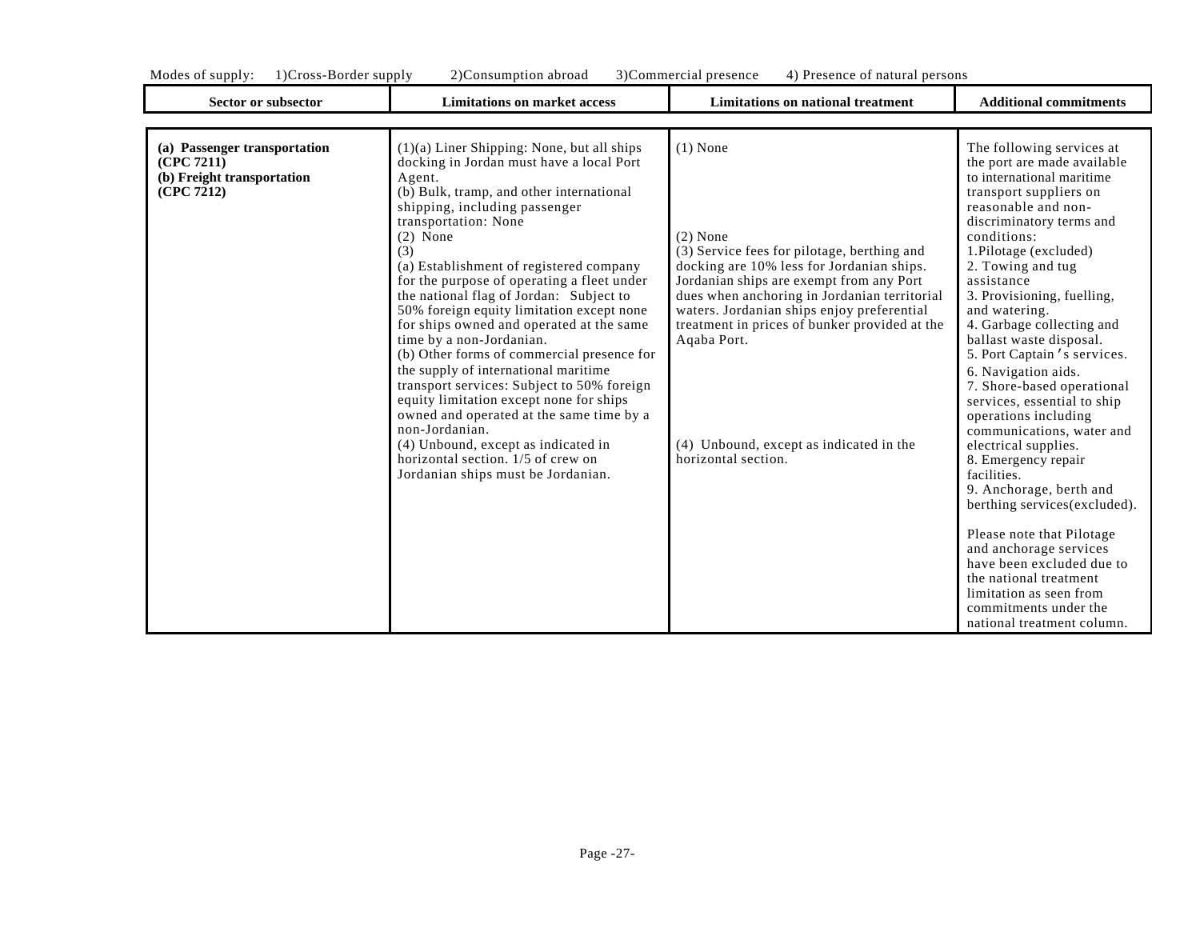Modes of supply: 1)Cross-Border supply 2)Consumption abroad 3)Commercial presence 4) Presence of natural persons

| Sector or subsector | Limitations on market access | Limitations on national treatment | Additional commitments |
|---|---|---|---|
| **(a) Passenger transportation (CPC 7211)**<br>**(b) Freight transportation (CPC 7212)** | (1)(a) Liner Shipping: None, but all ships docking in Jordan must have a local Port Agent.<br>(b) Bulk, tramp, and other international shipping, including passenger transportation: None<br>(2) None<br>(3)<br>(a) Establishment of registered company for the purpose of operating a fleet under the national flag of Jordan: Subject to 50% foreign equity limitation except none for ships owned and operated at the same time by a non-Jordanian.<br>(b) Other forms of commercial presence for the supply of international maritime transport services: Subject to 50% foreign equity limitation except none for ships owned and operated at the same time by a non-Jordanian.<br>(4) Unbound, except as indicated in horizontal section. 1/5 of crew on Jordanian ships must be Jordanian. | (1) None<br><br>(2) None<br>(3) Service fees for pilotage, berthing and docking are 10% less for Jordanian ships. Jordanian ships are exempt from any Port dues when anchoring in Jordanian territorial waters. Jordanian ships enjoy preferential treatment in prices of bunker provided at the Aqaba Port.<br><br>(4) Unbound, except as indicated in the horizontal section. | The following services at the port are made available to international maritime transport suppliers on reasonable and non-discriminatory terms and conditions:<br>1.Pilotage (excluded)<br>2. Towing and tug assistance<br>3. Provisioning, fuelling, and watering.<br>4. Garbage collecting and ballast waste disposal.<br>5. Port Captain's services.<br>6. Navigation aids.<br>7. Shore-based operational services, essential to ship operations including communications, water and electrical supplies.<br>8. Emergency repair facilities.<br>9. Anchorage, berth and berthing services(excluded).<br><br>Please note that Pilotage and anchorage services have been excluded due to the national treatment limitation as seen from commitments under the national treatment column. |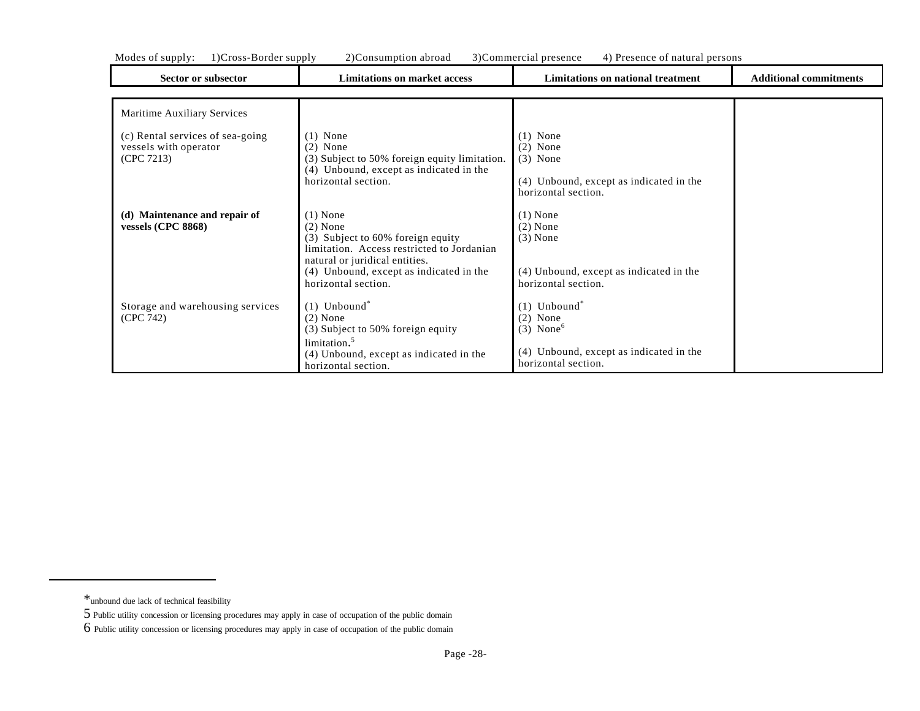Modes of supply: 1)Cross-Border supply 2)Consumption abroad 3)Commercial presence 4) Presence of natural persons

| Sector or subsector | Limitations on market access | Limitations on national treatment | Additional commitments |
|---|---|---|---|
| Maritime Auxiliary Services | | | |
| (c) Rental services of sea-going vessels with operator (CPC 7213) | (1) None<br>(2) None<br>(3) Subject to 50% foreign equity limitation.<br>(4) Unbound, except as indicated in the horizontal section. | (1) None<br>(2) None<br>(3) None<br>(4) Unbound, except as indicated in the horizontal section. | |
| **(d) Maintenance and repair of vessels (CPC 8868)** | (1) None<br>(2) None<br>(3) Subject to 60% foreign equity limitation. Access restricted to Jordanian natural or juridical entities.<br>(4) Unbound, except as indicated in the horizontal section. | (1) None<br>(2) None<br>(3) None<br>(4) Unbound, except as indicated in the horizontal section. | |
| Storage and warehousing services (CPC 742) | (1) Unbound*<br>(2) None<br>(3) Subject to 50% foreign equity limitation.[5]<br>(4) Unbound, except as indicated in the horizontal section. | (1) Unbound*<br>(2) None<br>(3) None[6]<br>(4) Unbound, except as indicated in the horizontal section. | |

*unbound due lack of technical feasibility

[5] Public utility concession or licensing procedures may apply in case of occupation of the public domain

[6] Public utility concession or licensing procedures may apply in case of occupation of the public domain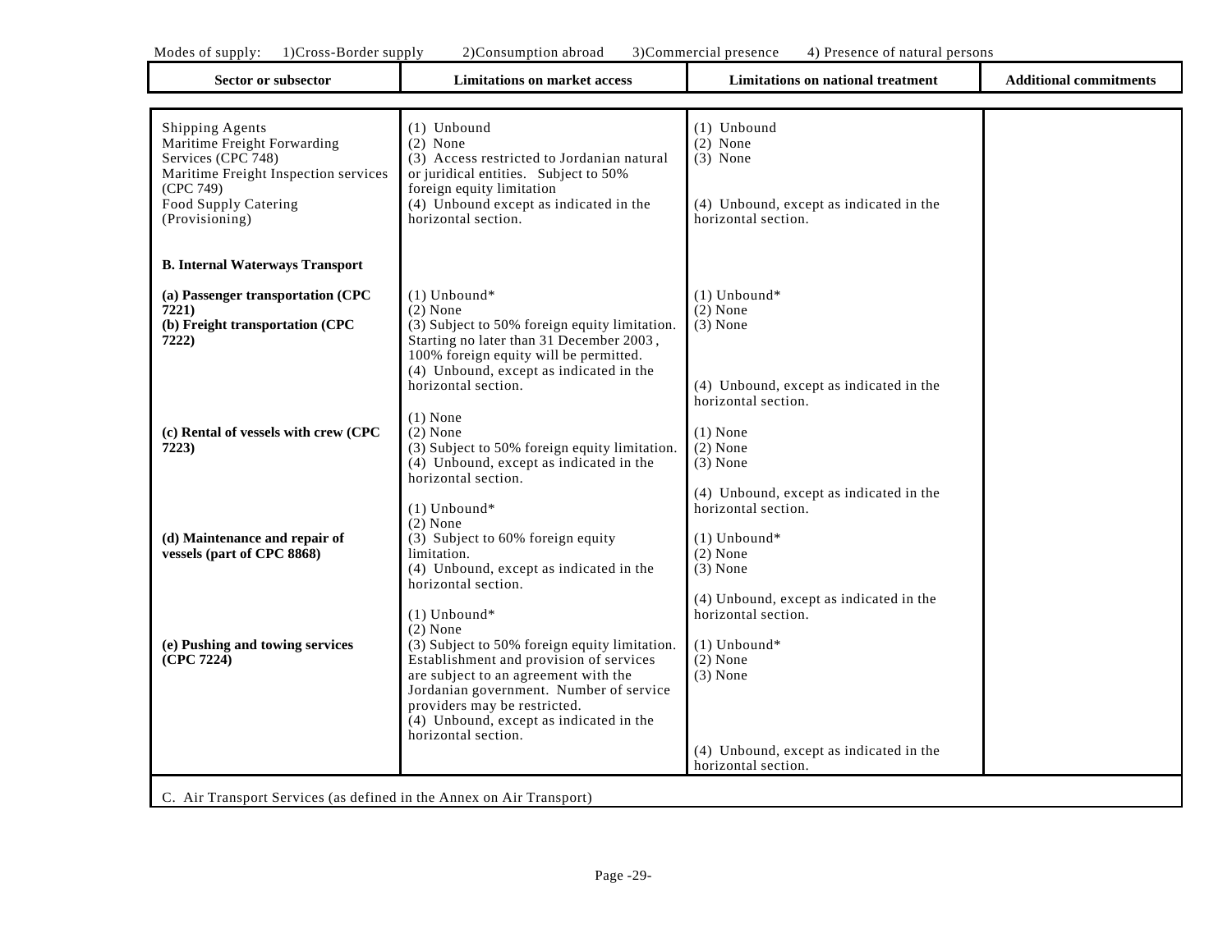Modes of supply: 1)Cross-Border supply 2)Consumption abroad 3)Commercial presence 4) Presence of natural persons

| Sector or subsector | Limitations on market access | Limitations on national treatment | Additional commitments |
|---|---|---|---|
| Shipping Agents<br>Maritime Freight Forwarding Services (CPC 748)<br>Maritime Freight Inspection services (CPC 749)<br>Food Supply Catering (Provisioning) | (1) Unbound<br>(2) None<br>(3) Access restricted to Jordanian natural or juridical entities. Subject to 50% foreign equity limitation<br>(4) Unbound except as indicated in the horizontal section. | (1) Unbound<br>(2) None<br>(3) None<br>(4) Unbound, except as indicated in the horizontal section. | |
| **B. Internal Waterways Transport** | | | |
| **(a) Passenger transportation (CPC 7221)**<br>**(b) Freight transportation (CPC 7222)** | (1) Unbound*<br>(2) None<br>(3) Subject to 50% foreign equity limitation. Starting no later than 31 December 2003, 100% foreign equity will be permitted.<br>(4) Unbound, except as indicated in the horizontal section. | (1) Unbound*<br>(2) None<br>(3) None<br>(4) Unbound, except as indicated in the horizontal section. | |
| **(c) Rental of vessels with crew (CPC 7223)** | (1) None<br>(2) None<br>(3) Subject to 50% foreign equity limitation.<br>(4) Unbound, except as indicated in the horizontal section. | (1) None<br>(2) None<br>(3) None<br>(4) Unbound, except as indicated in the horizontal section. | |
| **(d) Maintenance and repair of vessels (part of CPC 8868)** | (1) Unbound*<br>(2) None<br>(3) Subject to 60% foreign equity limitation.<br>(4) Unbound, except as indicated in the horizontal section. | (1) Unbound*<br>(2) None<br>(3) None<br>(4) Unbound, except as indicated in the horizontal section. | |
| **(e) Pushing and towing services (CPC 7224)** | (1) Unbound*<br>(2) None<br>(3) Subject to 50% foreign equity limitation. Establishment and provision of services are subject to an agreement with the Jordanian government. Number of service providers may be restricted.<br>(4) Unbound, except as indicated in the horizontal section. | (1) Unbound*<br>(2) None<br>(3) None<br>(4) Unbound, except as indicated in the horizontal section. | |
| C. Air Transport Services (as defined in the Annex on Air Transport) | | | |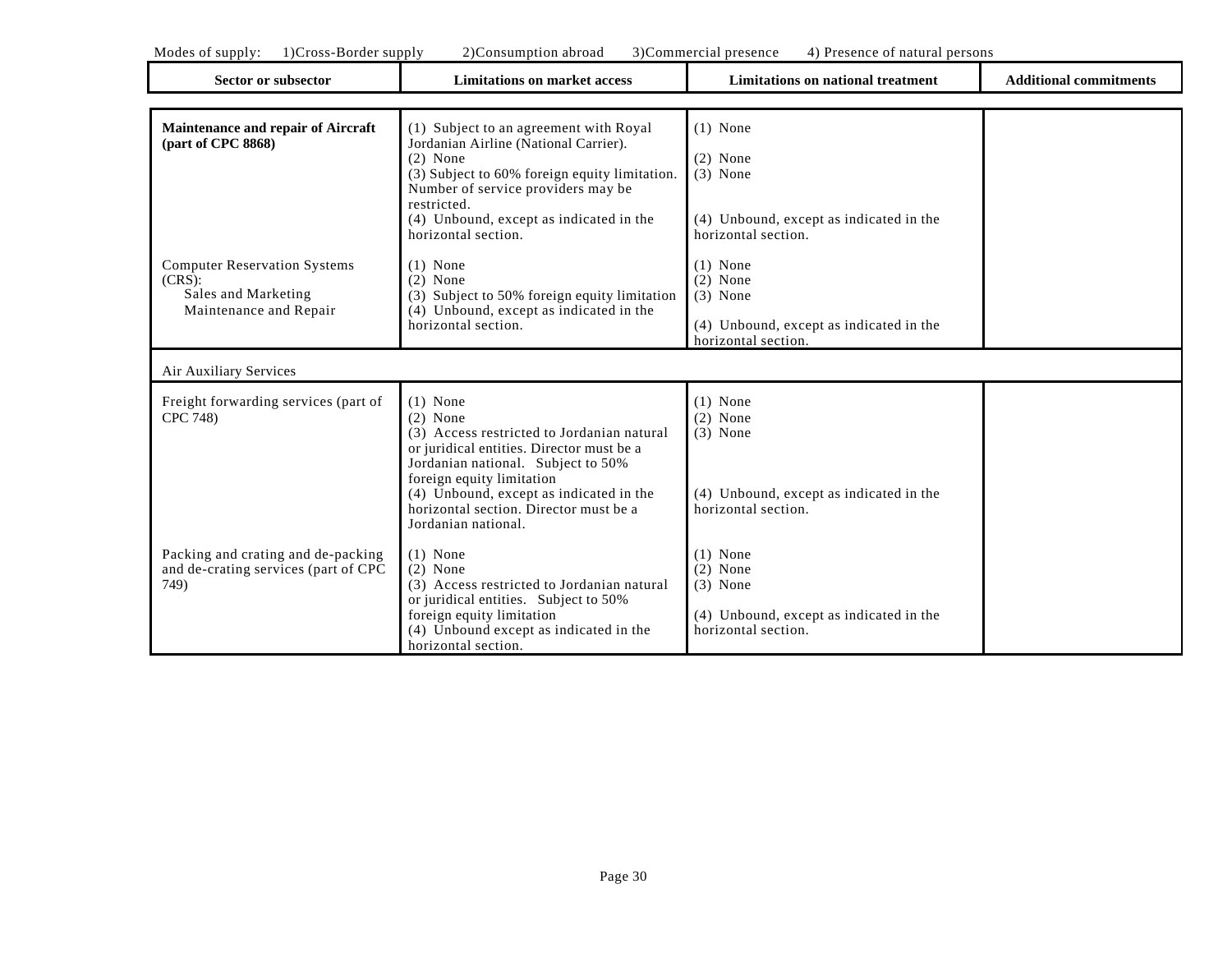Modes of supply: 1)Cross-Border supply 2)Consumption abroad 3)Commercial presence 4) Presence of natural persons

| Sector or subsector | Limitations on market access | Limitations on national treatment | Additional commitments |
|---|---|---|---|
| **Maintenance and repair of Aircraft (part of CPC 8868)** | (1) Subject to an agreement with Royal Jordanian Airline (National Carrier).<br>(2) None<br>(3) Subject to 60% foreign equity limitation. Number of service providers may be restricted.<br>(4) Unbound, except as indicated in the horizontal section. | (1) None<br>(2) None<br>(3) None<br>(4) Unbound, except as indicated in the horizontal section. | |
| Computer Reservation Systems (CRS):<br>Sales and Marketing<br>Maintenance and Repair | (1) None<br>(2) None<br>(3) Subject to 50% foreign equity limitation<br>(4) Unbound, except as indicated in the horizontal section. | (1) None<br>(2) None<br>(3) None<br>(4) Unbound, except as indicated in the horizontal section. | |
| Air Auxiliary Services | | | |
| Freight forwarding services (part of CPC 748) | (1) None<br>(2) None<br>(3) Access restricted to Jordanian natural or juridical entities. Director must be a Jordanian national. Subject to 50% foreign equity limitation<br>(4) Unbound, except as indicated in the horizontal section. Director must be a Jordanian national. | (1) None<br>(2) None<br>(3) None<br>(4) Unbound, except as indicated in the horizontal section. | |
| Packing and crating and de-packing and de-crating services (part of CPC 749) | (1) None<br>(2) None<br>(3) Access restricted to Jordanian natural or juridical entities. Subject to 50% foreign equity limitation<br>(4) Unbound except as indicated in the horizontal section. | (1) None<br>(2) None<br>(3) None<br>(4) Unbound, except as indicated in the horizontal section. | |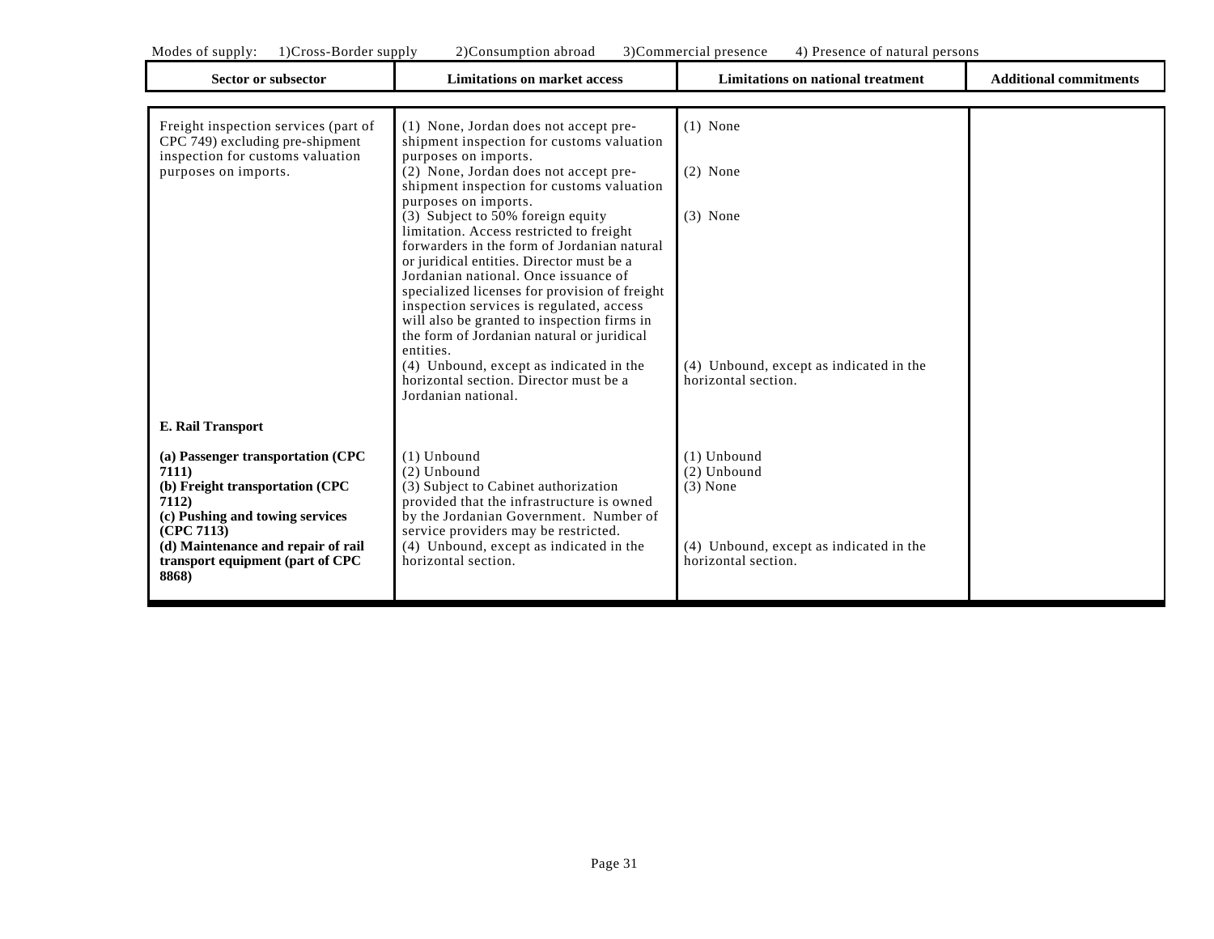Modes of supply: 1)Cross-Border supply 2)Consumption abroad 3)Commercial presence 4) Presence of natural persons

| Sector or subsector | Limitations on market access | Limitations on national treatment | Additional commitments |
|---|---|---|---|
| Freight inspection services (part of CPC 749) excluding pre-shipment inspection for customs valuation purposes on imports. | (1) None, Jordan does not accept pre-shipment inspection for customs valuation purposes on imports.<br>(2) None, Jordan does not accept pre-shipment inspection for customs valuation purposes on imports.<br>(3) Subject to 50% foreign equity limitation. Access restricted to freight forwarders in the form of Jordanian natural or juridical entities. Director must be a Jordanian national. Once issuance of specialized licenses for provision of freight inspection services is regulated, access will also be granted to inspection firms in the form of Jordanian natural or juridical entities.<br>(4) Unbound, except as indicated in the horizontal section. Director must be a Jordanian national. | (1) None<br>(2) None<br>(3) None<br>(4) Unbound, except as indicated in the horizontal section. | |
| **E. Rail Transport** | | | |
| **(a) Passenger transportation (CPC 7111)**<br>**(b) Freight transportation (CPC 7112)**<br>**(c) Pushing and towing services (CPC 7113)**<br>**(d) Maintenance and repair of rail transport equipment (part of CPC 8868)** | (1) Unbound<br>(2) Unbound<br>(3) Subject to Cabinet authorization provided that the infrastructure is owned by the Jordanian Government. Number of service providers may be restricted.<br>(4) Unbound, except as indicated in the horizontal section. | (1) Unbound<br>(2) Unbound<br>(3) None<br>(4) Unbound, except as indicated in the horizontal section. | |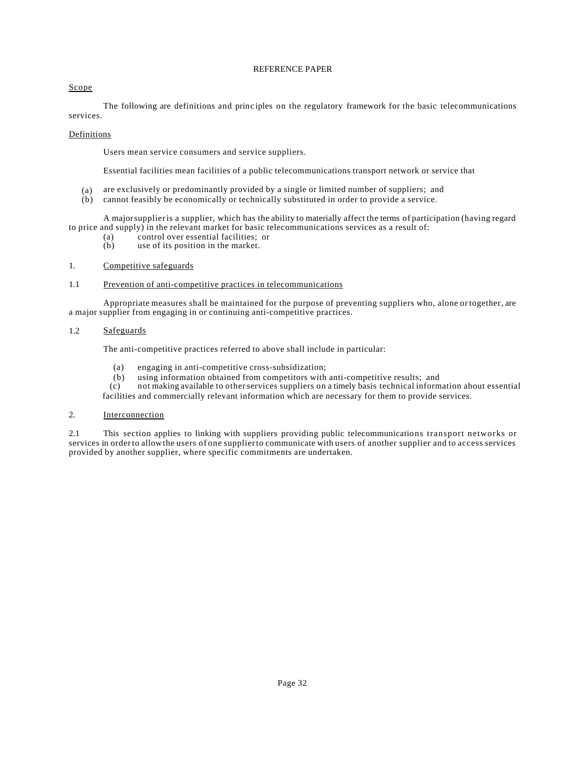# REFERENCE PAPER

Scope

The following are definitions and principles on the regulatory framework for the basic telecommunications services.

Definitions

Users mean service consumers and service suppliers.

Essential facilities mean facilities of a public telecommunications transport network or service that

(a) are exclusively or predominantly provided by a single or limited number of suppliers; and
(b) cannot feasibly be economically or technically substituted in order to provide a service.

A major supplier is a supplier, which has the ability to materially affect the terms of participation (having regard to price and supply) in the relevant market for basic telecommunications services as a result of:

(a) control over essential facilities; or
(b) use of its position in the market.

## 1. Competitive safeguards

### 1.1 Prevention of anti-competitive practices in telecommunications

Appropriate measures shall be maintained for the purpose of preventing suppliers who, alone or together, are a major supplier from engaging in or continuing anti-competitive practices.

### 1.2 Safeguards

The anti-competitive practices referred to above shall include in particular:

(a) engaging in anti-competitive cross-subsidization;
(b) using information obtained from competitors with anti-competitive results; and
(c) not making available to other services suppliers on a timely basis technical information about essential facilities and commercially relevant information which are necessary for them to provide services.

## 2. Interconnection

2.1 This section applies to linking with suppliers providing public telecommunications transport networks or services in order to allow the users of one supplier to communicate with users of another supplier and to access services provided by another supplier, where specific commitments are undertaken.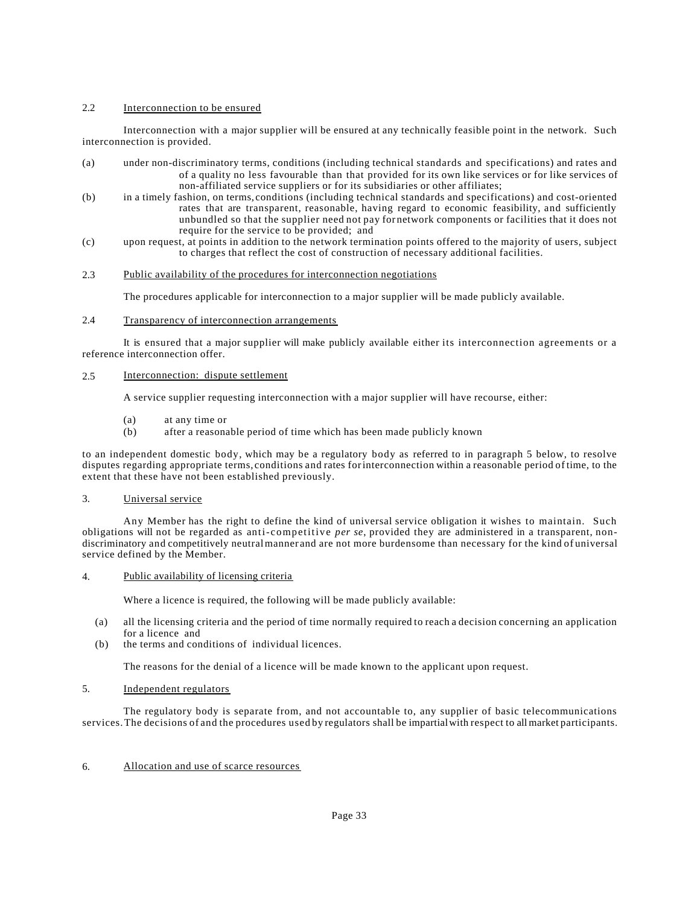### 2.2 Interconnection to be ensured

Interconnection with a major supplier will be ensured at any technically feasible point in the network. Such interconnection is provided.

(a) under non-discriminatory terms, conditions (including technical standards and specifications) and rates and of a quality no less favourable than that provided for its own like services or for like services of non-affiliated service suppliers or for its subsidiaries or other affiliates;

(b) in a timely fashion, on terms, conditions (including technical standards and specifications) and cost-oriented rates that are transparent, reasonable, having regard to economic feasibility, and sufficiently unbundled so that the supplier need not pay for network components or facilities that it does not require for the service to be provided; and

(c) upon request, at points in addition to the network termination points offered to the majority of users, subject to charges that reflect the cost of construction of necessary additional facilities.

### 2.3 Public availability of the procedures for interconnection negotiations

The procedures applicable for interconnection to a major supplier will be made publicly available.

### 2.4 Transparency of interconnection arrangements

It is ensured that a major supplier will make publicly available either its interconnection agreements or a reference interconnection offer.

### 2.5 Interconnection: dispute settlement

A service supplier requesting interconnection with a major supplier will have recourse, either:

(a) at any time or
(b) after a reasonable period of time which has been made publicly known

to an independent domestic body, which may be a regulatory body as referred to in paragraph 5 below, to resolve disputes regarding appropriate terms, conditions and rates for interconnection within a reasonable period of time, to the extent that these have not been established previously.

### 3. Universal service

Any Member has the right to define the kind of universal service obligation it wishes to maintain. Such obligations will not be regarded as anti-competitive *per se*, provided they are administered in a transparent, non-discriminatory and competitively neutral manner and are not more burdensome than necessary for the kind of universal service defined by the Member.

### 4. Public availability of licensing criteria

Where a licence is required, the following will be made publicly available:

(a) all the licensing criteria and the period of time normally required to reach a decision concerning an application for a licence and
(b) the terms and conditions of individual licences.

The reasons for the denial of a licence will be made known to the applicant upon request.

### 5. Independent regulators

The regulatory body is separate from, and not accountable to, any supplier of basic telecommunications services. The decisions of and the procedures used by regulators shall be impartial with respect to all market participants.

### 6. Allocation and use of scarce resources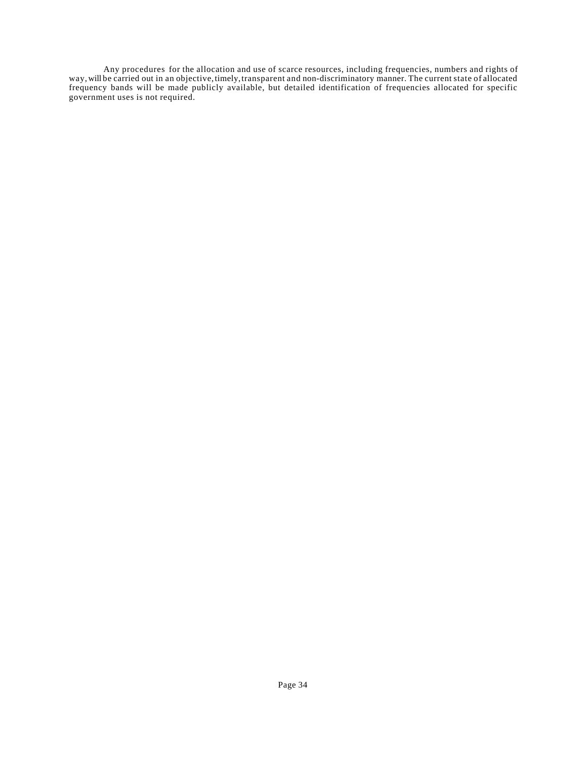Any procedures for the allocation and use of scarce resources, including frequencies, numbers and rights of way, will be carried out in an objective, timely, transparent and non-discriminatory manner. The current state of allocated frequency bands will be made publicly available, but detailed identification of frequencies allocated for specific government uses is not required.